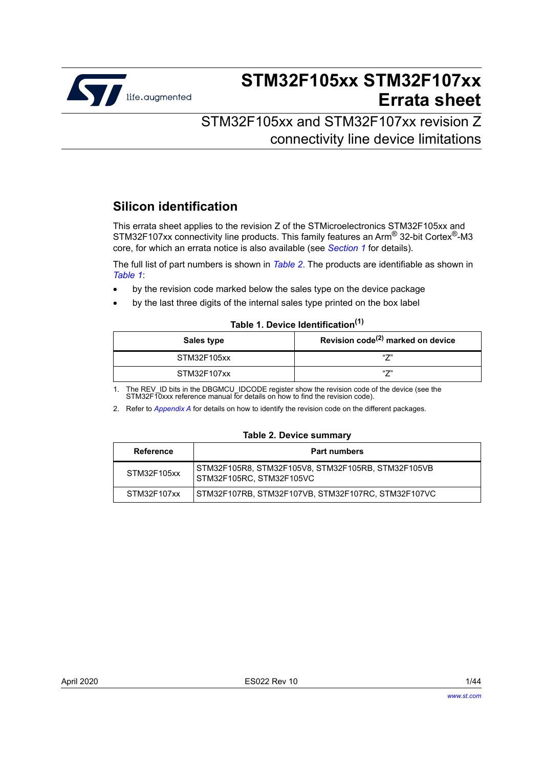# STM32F105xx STM32F107xx Errata sheet

## STM32F105xx and STM32F107xx revision Z connectivity line device limitations

## Silicon identification

This errata sheet applies to the revision Z of the STMicroelectronics STM32F105xx and STM32F107xx connectivity line products. This family features an Arm® 32-bit Cortex®-M3 core, for which an errata notice is also available (see *Section 1* for details).

The full list of part numbers is shown in *Table 2*. The products are identifiable as shown in *Table 1*:

- by the revision code marked below the sales type on the device package
- by the last three digits of the internal sales type printed on the box label

**Table 1. Device Identification(1)**

| Sales type | Revision code(2) marked on device |
|---|---|
| STM32F105xx | "Z" |
| STM32F107xx | "Z" |

1. The REV_ID bits in the DBGMCU_IDCODE register show the revision code of the device (see the STM32F10xxx reference manual for details on how to find the revision code).
2. Refer to *Appendix A* for details on how to identify the revision code on the different packages.

**Table 2. Device summary**

| Reference | Part numbers |
|---|---|
| STM32F105xx | STM32F105R8, STM32F105V8, STM32F105RB, STM32F105VB STM32F105RC, STM32F105VC |
| STM32F107xx | STM32F107RB, STM32F107VB, STM32F107RC, STM32F107VC |

April 2020 ES022 Rev 10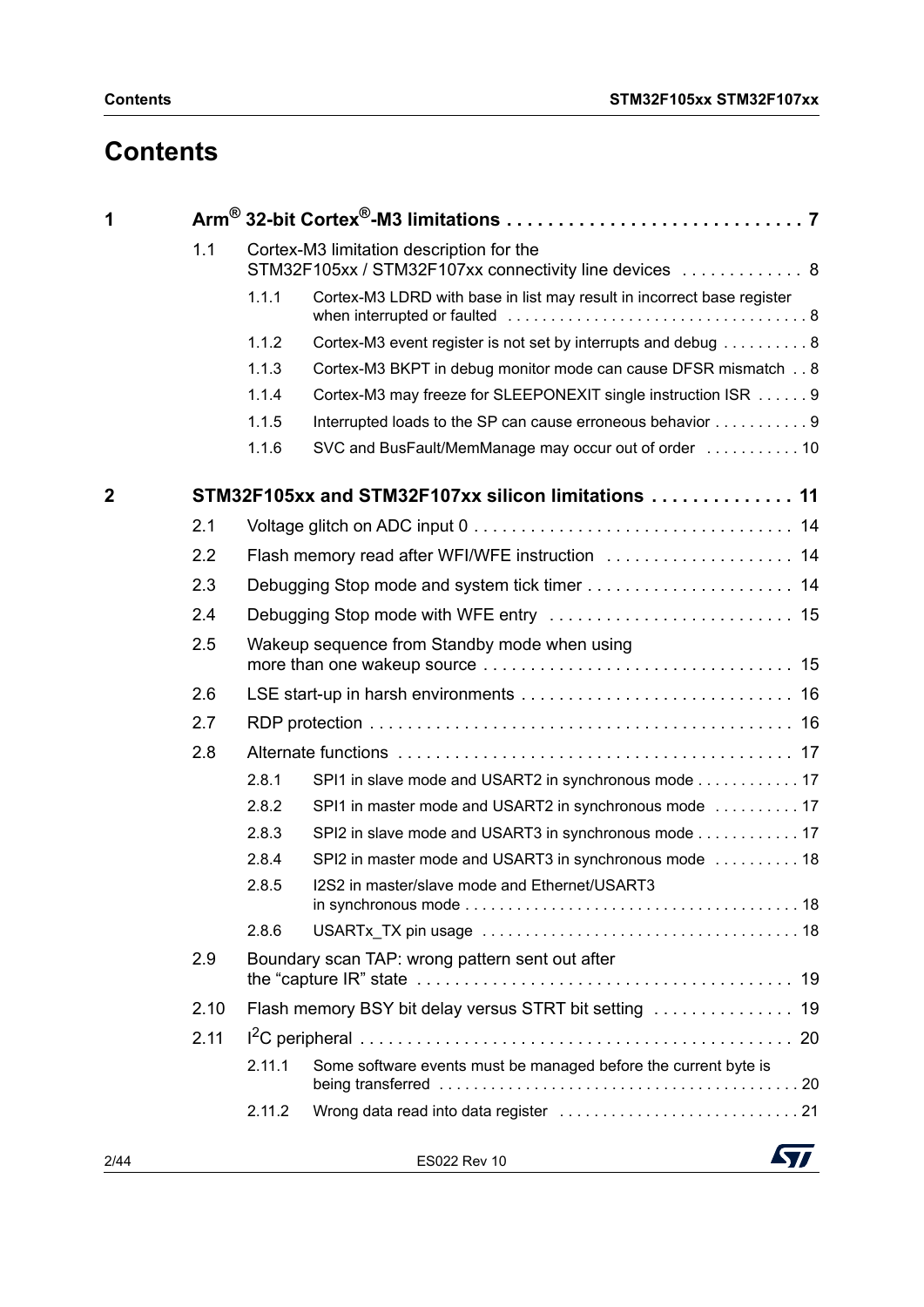# Contents

| | | | | |
|---|---|---|---|---|
| **1** | **Arm® 32-bit Cortex®-M3 limitations** | | | **7** |
| | 1.1 | Cortex-M3 limitation description for the STM32F105xx / STM32F107xx connectivity line devices | | 8 |
| | | 1.1.1 | Cortex-M3 LDRD with base in list may result in incorrect base register when interrupted or faulted | 8 |
| | | 1.1.2 | Cortex-M3 event register is not set by interrupts and debug | 8 |
| | | 1.1.3 | Cortex-M3 BKPT in debug monitor mode can cause DFSR mismatch | 8 |
| | | 1.1.4 | Cortex-M3 may freeze for SLEEPONEXIT single instruction ISR | 9 |
| | | 1.1.5 | Interrupted loads to the SP can cause erroneous behavior | 9 |
| | | 1.1.6 | SVC and BusFault/MemManage may occur out of order | 10 |
| **2** | **STM32F105xx and STM32F107xx silicon limitations** | | | **11** |
| | 2.1 | Voltage glitch on ADC input 0 | | 14 |
| | 2.2 | Flash memory read after WFI/WFE instruction | | 14 |
| | 2.3 | Debugging Stop mode and system tick timer | | 14 |
| | 2.4 | Debugging Stop mode with WFE entry | | 15 |
| | 2.5 | Wakeup sequence from Standby mode when using more than one wakeup source | | 15 |
| | 2.6 | LSE start-up in harsh environments | | 16 |
| | 2.7 | RDP protection | | 16 |
| | 2.8 | Alternate functions | | 17 |
| | | 2.8.1 | SPI1 in slave mode and USART2 in synchronous mode | 17 |
| | | 2.8.2 | SPI1 in master mode and USART2 in synchronous mode | 17 |
| | | 2.8.3 | SPI2 in slave mode and USART3 in synchronous mode | 17 |
| | | 2.8.4 | SPI2 in master mode and USART3 in synchronous mode | 18 |
| | | 2.8.5 | I2S2 in master/slave mode and Ethernet/USART3 in synchronous mode | 18 |
| | | 2.8.6 | USARTx_TX pin usage | 18 |
| | 2.9 | Boundary scan TAP: wrong pattern sent out after the “capture IR” state | | 19 |
| | 2.10 | Flash memory BSY bit delay versus STRT bit setting | | 19 |
| | 2.11 | I$^2$C peripheral | | 20 |
| | | 2.11.1 | Some software events must be managed before the current byte is being transferred | 20 |
| | | 2.11.2 | Wrong data read into data register | 21 |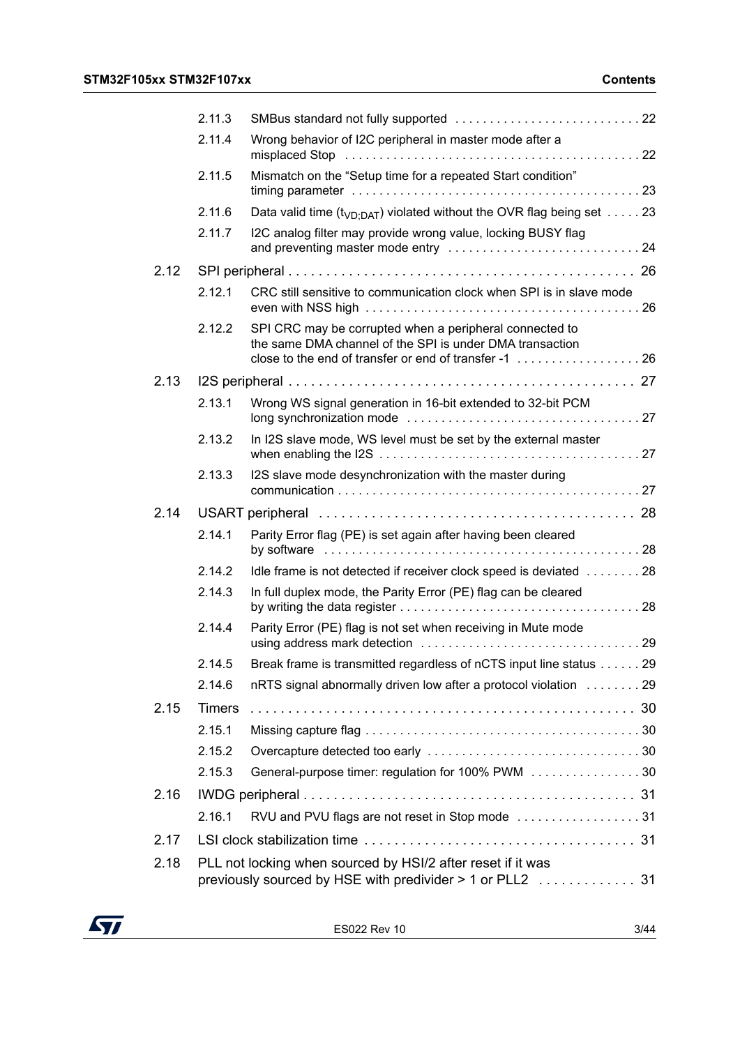2.11.3 SMBus standard not fully supported . . . . . . . . . . . . . . . . . . . . . . . . . . . 22

2.11.4 Wrong behavior of I2C peripheral in master mode after a misplaced Stop . . . . . . . . . . . . . . . . . . . . . . . . . . . . . . . . . . . . . . . . . 22

2.11.5 Mismatch on the “Setup time for a repeated Start condition” timing parameter . . . . . . . . . . . . . . . . . . . . . . . . . . . . . . . . . . . . . . . 23

2.11.6 Data valid time ($t_{VD;DAT}$) violated without the OVR flag being set . . . . . 23

2.11.7 I2C analog filter may provide wrong value, locking BUSY flag and preventing master mode entry . . . . . . . . . . . . . . . . . . . . . . . . . . . 24

2.12 SPI peripheral . . . . . . . . . . . . . . . . . . . . . . . . . . . . . . . . . . . . . . . . . . . . . 26

2.12.1 CRC still sensitive to communication clock when SPI is in slave mode even with NSS high . . . . . . . . . . . . . . . . . . . . . . . . . . . . . . . . . . . . . . 26

2.12.2 SPI CRC may be corrupted when a peripheral connected to the same DMA channel of the SPI is under DMA transaction close to the end of transfer or end of transfer -1 . . . . . . . . . . . . . . . . . . 26

2.13 I2S peripheral . . . . . . . . . . . . . . . . . . . . . . . . . . . . . . . . . . . . . . . . . . . . . 27

2.13.1 Wrong WS signal generation in 16-bit extended to 32-bit PCM long synchronization mode . . . . . . . . . . . . . . . . . . . . . . . . . . . . . . . . . 27

2.13.2 In I2S slave mode, WS level must be set by the external master when enabling the I2S . . . . . . . . . . . . . . . . . . . . . . . . . . . . . . . . . . . . 27

2.13.3 I2S slave mode desynchronization with the master during communication . . . . . . . . . . . . . . . . . . . . . . . . . . . . . . . . . . . . . . . . . . . 27

2.14 USART peripheral . . . . . . . . . . . . . . . . . . . . . . . . . . . . . . . . . . . . . . . . . 28

2.14.1 Parity Error flag (PE) is set again after having been cleared by software . . . . . . . . . . . . . . . . . . . . . . . . . . . . . . . . . . . . . . . . . . . . . 28

2.14.2 Idle frame is not detected if receiver clock speed is deviated . . . . . . . . 28

2.14.3 In full duplex mode, the Parity Error (PE) flag can be cleared by writing the data register . . . . . . . . . . . . . . . . . . . . . . . . . . . . . . . . . . 28

2.14.4 Parity Error (PE) flag is not set when receiving in Mute mode using address mark detection . . . . . . . . . . . . . . . . . . . . . . . . . . . . . . . 29

2.14.5 Break frame is transmitted regardless of nCTS input line status . . . . . . 29

2.14.6 nRTS signal abnormally driven low after a protocol violation . . . . . . . . 29

2.15 Timers . . . . . . . . . . . . . . . . . . . . . . . . . . . . . . . . . . . . . . . . . . . . . . . . . . . 30

2.15.1 Missing capture flag . . . . . . . . . . . . . . . . . . . . . . . . . . . . . . . . . . . . . . 30

2.15.2 Overcapture detected too early . . . . . . . . . . . . . . . . . . . . . . . . . . . . . . 30

2.15.3 General-purpose timer: regulation for 100% PWM . . . . . . . . . . . . . . . . 30

2.16 IWDG peripheral . . . . . . . . . . . . . . . . . . . . . . . . . . . . . . . . . . . . . . . . . . . 31

2.16.1 RVU and PVU flags are not reset in Stop mode . . . . . . . . . . . . . . . . . . 31

2.17 LSI clock stabilization time . . . . . . . . . . . . . . . . . . . . . . . . . . . . . . . . . . . 31

2.18 PLL not locking when sourced by HSI/2 after reset if it was previously sourced by HSE with predivider > 1 or PLL2 . . . . . . . . . . . . . 31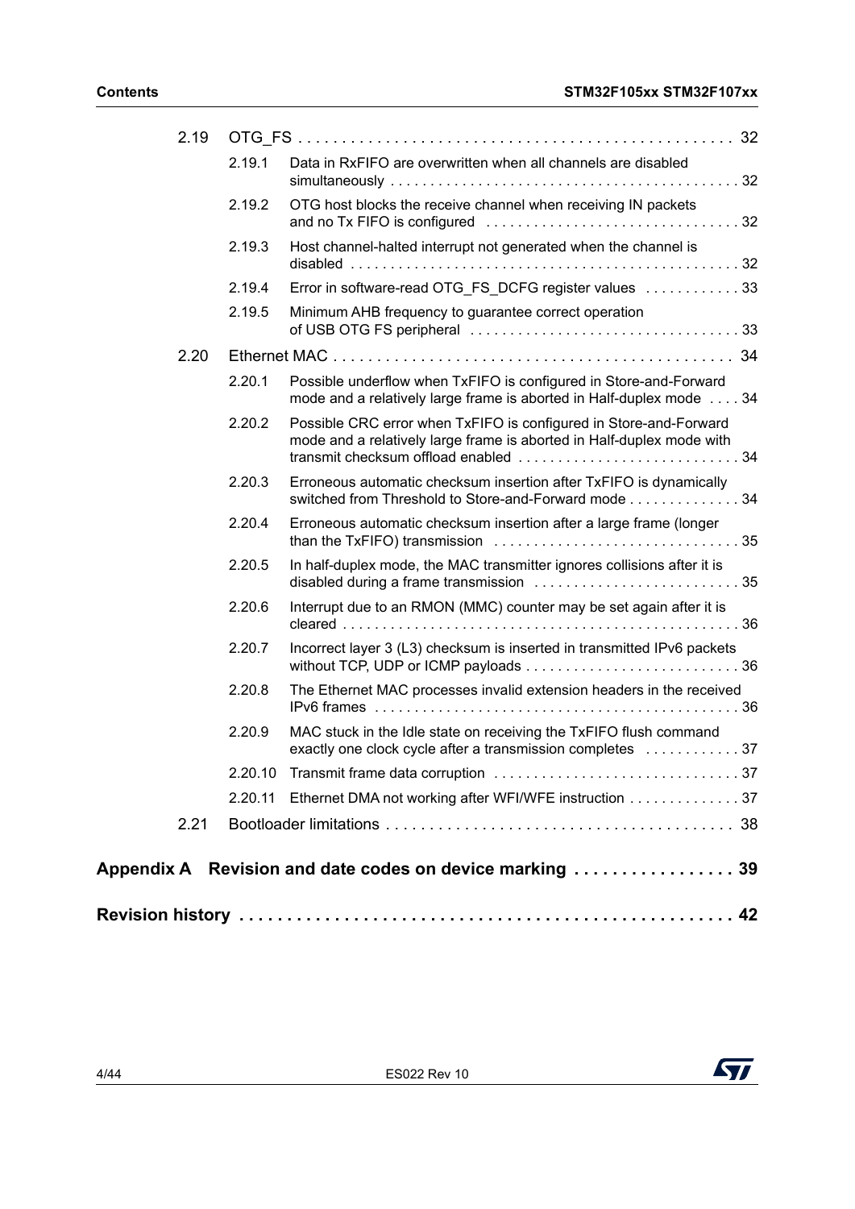| | | | |
|---|---|---|---|
| 2.19 | OTG_FS | | 32 |
| | 2.19.1 | Data in RxFIFO are overwritten when all channels are disabled simultaneously | 32 |
| | 2.19.2 | OTG host blocks the receive channel when receiving IN packets and no Tx FIFO is configured | 32 |
| | 2.19.3 | Host channel-halted interrupt not generated when the channel is disabled | 32 |
| | 2.19.4 | Error in software-read OTG_FS_DCFG register values | 33 |
| | 2.19.5 | Minimum AHB frequency to guarantee correct operation of USB OTG FS peripheral | 33 |
| 2.20 | Ethernet MAC | | 34 |
| | 2.20.1 | Possible underflow when TxFIFO is configured in Store-and-Forward mode and a relatively large frame is aborted in Half-duplex mode | 34 |
| | 2.20.2 | Possible CRC error when TxFIFO is configured in Store-and-Forward mode and a relatively large frame is aborted in Half-duplex mode with transmit checksum offload enabled | 34 |
| | 2.20.3 | Erroneous automatic checksum insertion after TxFIFO is dynamically switched from Threshold to Store-and-Forward mode | 34 |
| | 2.20.4 | Erroneous automatic checksum insertion after a large frame (longer than the TxFIFO) transmission | 35 |
| | 2.20.5 | In half-duplex mode, the MAC transmitter ignores collisions after it is disabled during a frame transmission | 35 |
| | 2.20.6 | Interrupt due to an RMON (MMC) counter may be set again after it is cleared | 36 |
| | 2.20.7 | Incorrect layer 3 (L3) checksum is inserted in transmitted IPv6 packets without TCP, UDP or ICMP payloads | 36 |
| | 2.20.8 | The Ethernet MAC processes invalid extension headers in the received IPv6 frames | 36 |
| | 2.20.9 | MAC stuck in the Idle state on receiving the TxFIFO flush command exactly one clock cycle after a transmission completes | 37 |
| | 2.20.10 | Transmit frame data corruption | 37 |
| | 2.20.11 | Ethernet DMA not working after WFI/WFE instruction | 37 |
| 2.21 | Bootloader limitations | | 38 |

**Appendix A Revision and date codes on device marking . . . . . . . . . . . . . . . . . 39**

**Revision history . . . . . . . . . . . . . . . . . . . . . . . . . . . . . . . . . . . . . . . . . . . . . . . . . 42**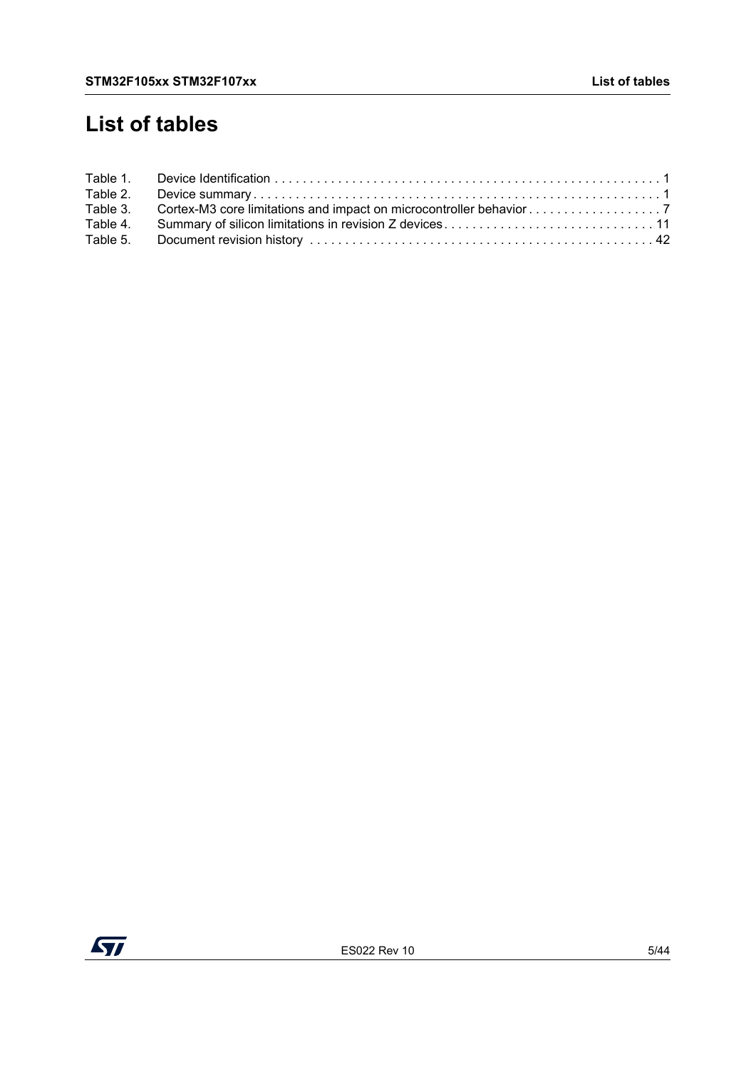# List of tables

| | | |
|---|---|---|
| Table 1. | Device Identification | 1 |
| Table 2. | Device summary | 1 |
| Table 3. | Cortex-M3 core limitations and impact on microcontroller behavior | 7 |
| Table 4. | Summary of silicon limitations in revision Z devices | 11 |
| Table 5. | Document revision history | 42 |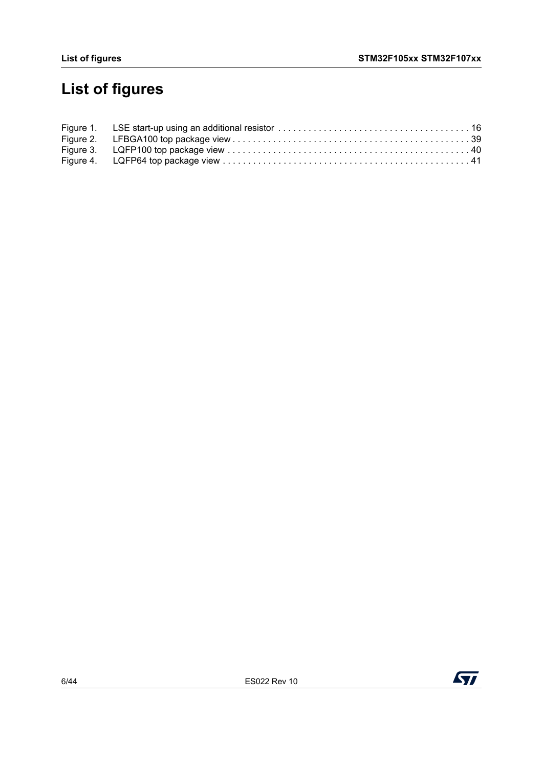# List of figures

Figure 1. LSE start-up using an additional resistor . . . . . . . . . . . . . . . . . . . . . . . . . . . . . . . . . . . . . . 16
Figure 2. LFBGA100 top package view . . . . . . . . . . . . . . . . . . . . . . . . . . . . . . . . . . . . . . . . . . . . . . . 39
Figure 3. LQFP100 top package view . . . . . . . . . . . . . . . . . . . . . . . . . . . . . . . . . . . . . . . . . . . . . . . . 40
Figure 4. LQFP64 top package view . . . . . . . . . . . . . . . . . . . . . . . . . . . . . . . . . . . . . . . . . . . . . . . . . 41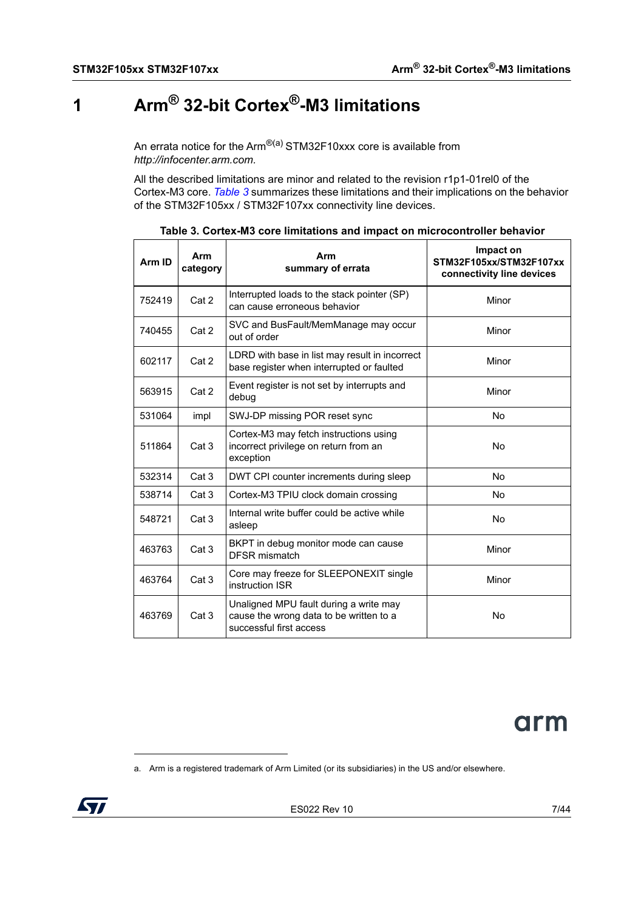# 1 Arm® 32-bit Cortex®-M3 limitations

An errata notice for the Arm®[a] STM32F10xxx core is available from *http://infocenter.arm.com.*

All the described limitations are minor and related to the revision r1p1-01rel0 of the Cortex-M3 core. *Table 3* summarizes these limitations and their implications on the behavior of the STM32F105xx / STM32F107xx connectivity line devices.

**Table 3. Cortex-M3 core limitations and impact on microcontroller behavior**

| Arm ID | Arm category | Arm summary of errata | Impact on STM32F105xx/STM32F107xx connectivity line devices |
|---|---|---|---|
| 752419 | Cat 2 | Interrupted loads to the stack pointer (SP) can cause erroneous behavior | Minor |
| 740455 | Cat 2 | SVC and BusFault/MemManage may occur out of order | Minor |
| 602117 | Cat 2 | LDRD with base in list may result in incorrect base register when interrupted or faulted | Minor |
| 563915 | Cat 2 | Event register is not set by interrupts and debug | Minor |
| 531064 | impl | SWJ-DP missing POR reset sync | No |
| 511864 | Cat 3 | Cortex-M3 may fetch instructions using incorrect privilege on return from an exception | No |
| 532314 | Cat 3 | DWT CPI counter increments during sleep | No |
| 538714 | Cat 3 | Cortex-M3 TPIU clock domain crossing | No |
| 548721 | Cat 3 | Internal write buffer could be active while asleep | No |
| 463763 | Cat 3 | BKPT in debug monitor mode can cause DFSR mismatch | Minor |
| 463764 | Cat 3 | Core may freeze for SLEEPONEXIT single instruction ISR | Minor |
| 463769 | Cat 3 | Unaligned MPU fault during a write may cause the wrong data to be written to a successful first access | No |

a. Arm is a registered trademark of Arm Limited (or its subsidiaries) in the US and/or elsewhere.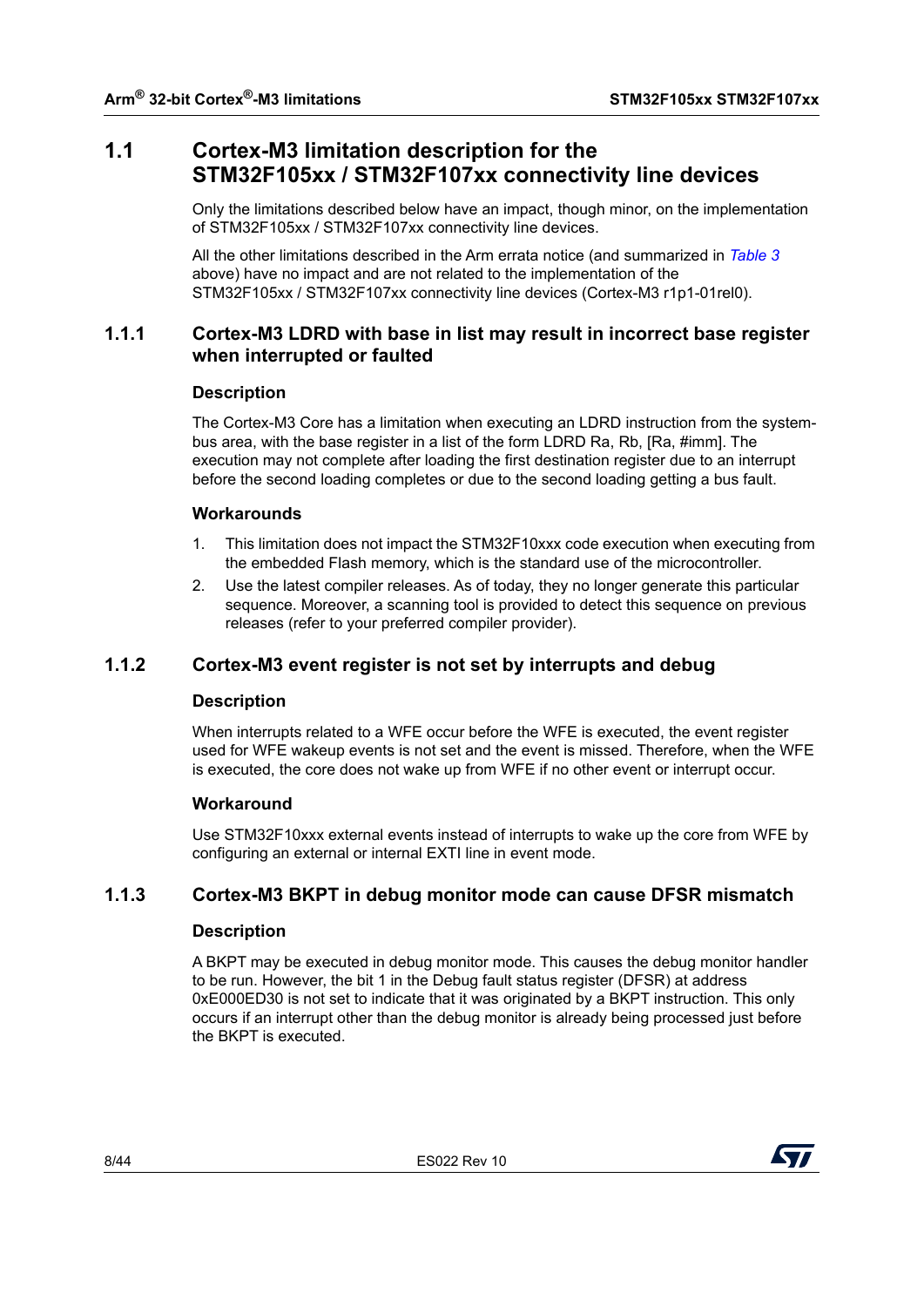## 1.1 Cortex-M3 limitation description for the STM32F105xx / STM32F107xx connectivity line devices

Only the limitations described below have an impact, though minor, on the implementation of STM32F105xx / STM32F107xx connectivity line devices.

All the other limitations described in the Arm errata notice (and summarized in *Table 3* above) have no impact and are not related to the implementation of the STM32F105xx / STM32F107xx connectivity line devices (Cortex-M3 r1p1-01rel0).

### 1.1.1 Cortex-M3 LDRD with base in list may result in incorrect base register when interrupted or faulted

#### Description

The Cortex-M3 Core has a limitation when executing an LDRD instruction from the system-bus area, with the base register in a list of the form LDRD Ra, Rb, [Ra, #imm]. The execution may not complete after loading the first destination register due to an interrupt before the second loading completes or due to the second loading getting a bus fault.

#### Workarounds

1. This limitation does not impact the STM32F10xxx code execution when executing from the embedded Flash memory, which is the standard use of the microcontroller.
2. Use the latest compiler releases. As of today, they no longer generate this particular sequence. Moreover, a scanning tool is provided to detect this sequence on previous releases (refer to your preferred compiler provider).

### 1.1.2 Cortex-M3 event register is not set by interrupts and debug

#### Description

When interrupts related to a WFE occur before the WFE is executed, the event register used for WFE wakeup events is not set and the event is missed. Therefore, when the WFE is executed, the core does not wake up from WFE if no other event or interrupt occur.

#### Workaround

Use STM32F10xxx external events instead of interrupts to wake up the core from WFE by configuring an external or internal EXTI line in event mode.

### 1.1.3 Cortex-M3 BKPT in debug monitor mode can cause DFSR mismatch

#### Description

A BKPT may be executed in debug monitor mode. This causes the debug monitor handler to be run. However, the bit 1 in the Debug fault status register (DFSR) at address 0xE000ED30 is not set to indicate that it was originated by a BKPT instruction. This only occurs if an interrupt other than the debug monitor is already being processed just before the BKPT is executed.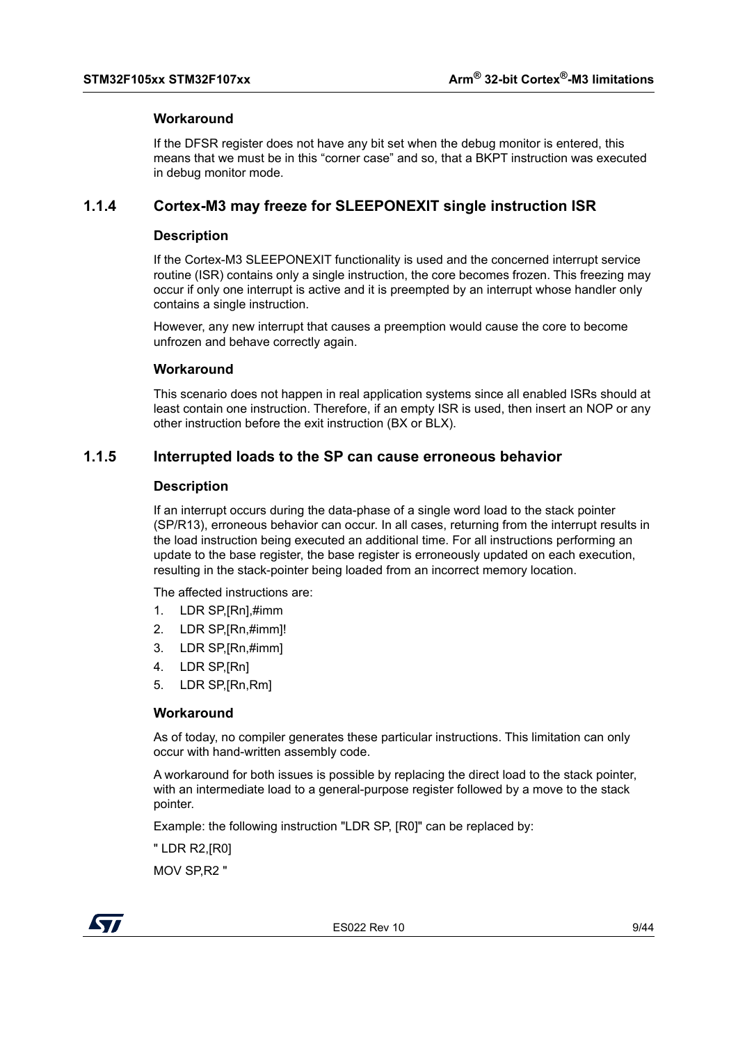#### Workaround

If the DFSR register does not have any bit set when the debug monitor is entered, this means that we must be in this “corner case” and so, that a BKPT instruction was executed in debug monitor mode.

### 1.1.4 Cortex-M3 may freeze for SLEEPONEXIT single instruction ISR

#### Description

If the Cortex-M3 SLEEPONEXIT functionality is used and the concerned interrupt service routine (ISR) contains only a single instruction, the core becomes frozen. This freezing may occur if only one interrupt is active and it is preempted by an interrupt whose handler only contains a single instruction.

However, any new interrupt that causes a preemption would cause the core to become unfrozen and behave correctly again.

#### Workaround

This scenario does not happen in real application systems since all enabled ISRs should at least contain one instruction. Therefore, if an empty ISR is used, then insert an NOP or any other instruction before the exit instruction (BX or BLX).

### 1.1.5 Interrupted loads to the SP can cause erroneous behavior

#### Description

If an interrupt occurs during the data-phase of a single word load to the stack pointer (SP/R13), erroneous behavior can occur. In all cases, returning from the interrupt results in the load instruction being executed an additional time. For all instructions performing an update to the base register, the base register is erroneously updated on each execution, resulting in the stack-pointer being loaded from an incorrect memory location.

The affected instructions are:

1. LDR SP,[Rn],#imm
2. LDR SP,[Rn,#imm]!
3. LDR SP,[Rn,#imm]
4. LDR SP,[Rn]
5. LDR SP,[Rn,Rm]

#### Workaround

As of today, no compiler generates these particular instructions. This limitation can only occur with hand-written assembly code.

A workaround for both issues is possible by replacing the direct load to the stack pointer, with an intermediate load to a general-purpose register followed by a move to the stack pointer.

Example: the following instruction "LDR SP, [R0]" can be replaced by:

" LDR R2,[R0]

MOV SP,R2 "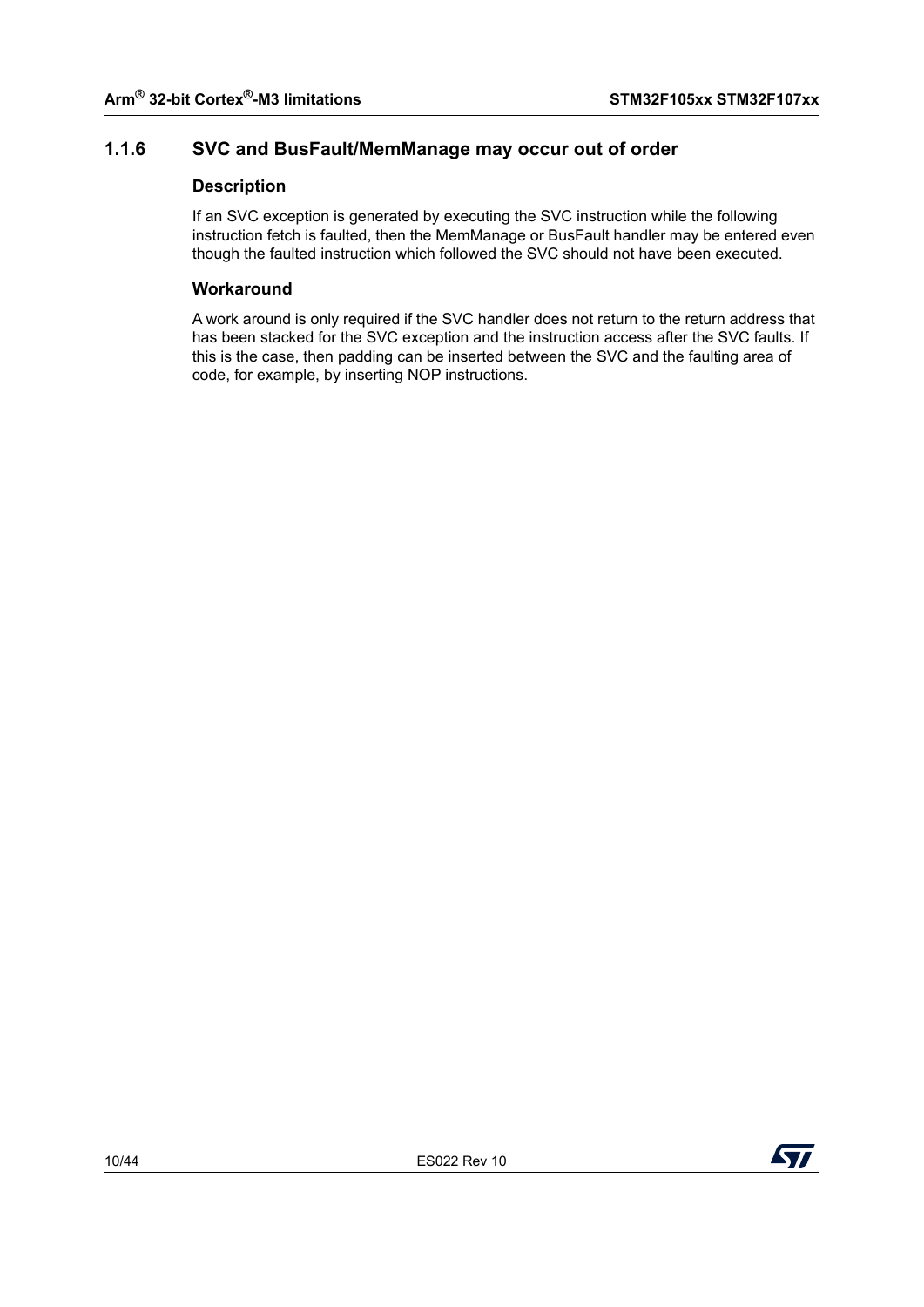### 1.1.6 SVC and BusFault/MemManage may occur out of order

#### Description

If an SVC exception is generated by executing the SVC instruction while the following instruction fetch is faulted, then the MemManage or BusFault handler may be entered even though the faulted instruction which followed the SVC should not have been executed.

#### Workaround

A work around is only required if the SVC handler does not return to the return address that has been stacked for the SVC exception and the instruction access after the SVC faults. If this is the case, then padding can be inserted between the SVC and the faulting area of code, for example, by inserting NOP instructions.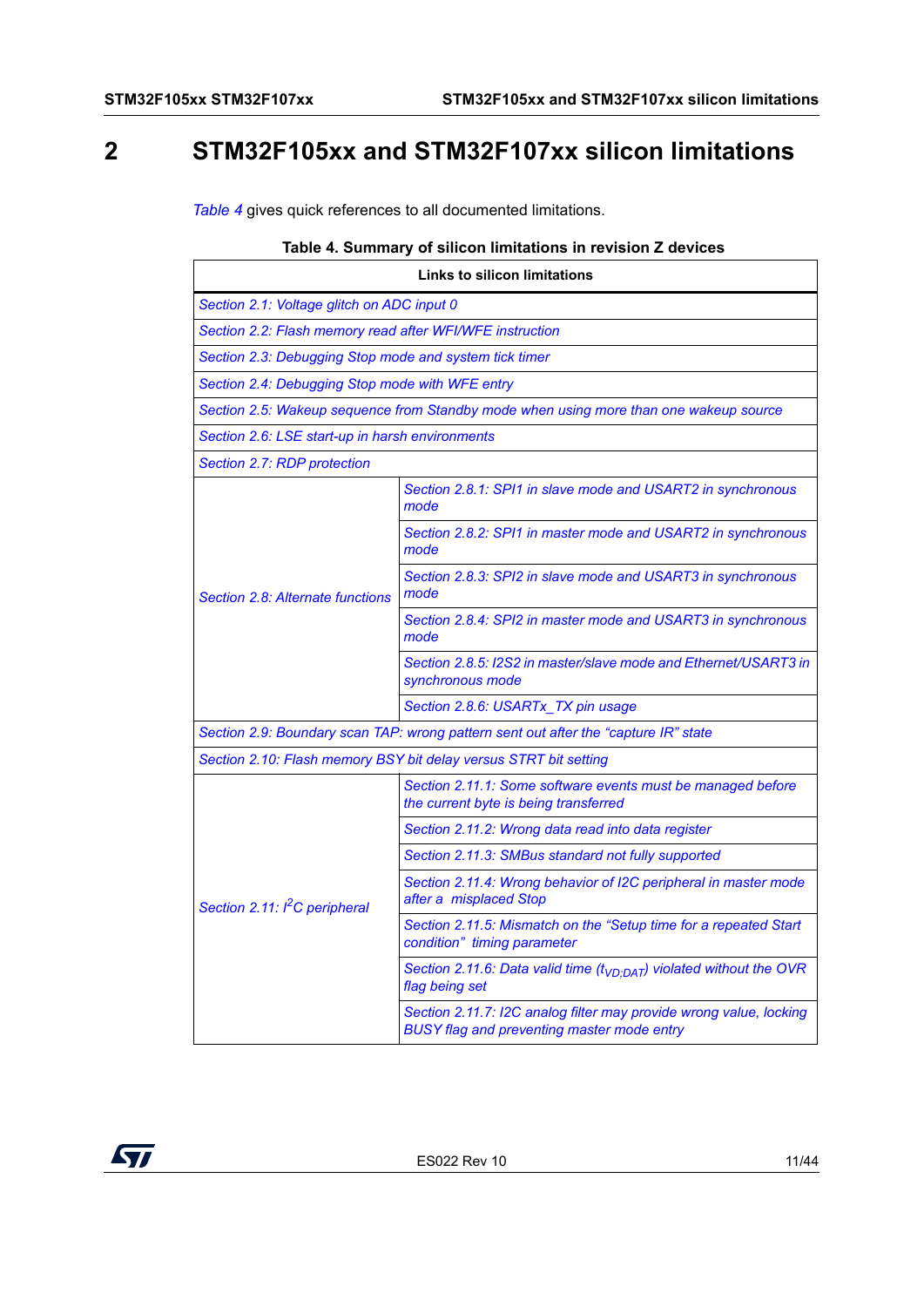# 2 STM32F105xx and STM32F107xx silicon limitations

*Table 4* gives quick references to all documented limitations.

**Table 4. Summary of silicon limitations in revision Z devices**

| Links to silicon limitations | |
|---|---|
| *Section 2.1: Voltage glitch on ADC input 0* | |
| *Section 2.2: Flash memory read after WFI/WFE instruction* | |
| *Section 2.3: Debugging Stop mode and system tick timer* | |
| *Section 2.4: Debugging Stop mode with WFE entry* | |
| *Section 2.5: Wakeup sequence from Standby mode when using more than one wakeup source* | |
| *Section 2.6: LSE start-up in harsh environments* | |
| *Section 2.7: RDP protection* | |
| *Section 2.8: Alternate functions* | *Section 2.8.1: SPI1 in slave mode and USART2 in synchronous mode* |
| | *Section 2.8.2: SPI1 in master mode and USART2 in synchronous mode* |
| | *Section 2.8.3: SPI2 in slave mode and USART3 in synchronous mode* |
| | *Section 2.8.4: SPI2 in master mode and USART3 in synchronous mode* |
| | *Section 2.8.5: I2S2 in master/slave mode and Ethernet/USART3 in synchronous mode* |
| | *Section 2.8.6: USARTx_TX pin usage* |
| *Section 2.9: Boundary scan TAP: wrong pattern sent out after the "capture IR" state* | |
| *Section 2.10: Flash memory BSY bit delay versus STRT bit setting* | |
| *Section 2.11: I²C peripheral* | *Section 2.11.1: Some software events must be managed before the current byte is being transferred* |
| | *Section 2.11.2: Wrong data read into data register* |
| | *Section 2.11.3: SMBus standard not fully supported* |
| | *Section 2.11.4: Wrong behavior of I2C peripheral in master mode after a misplaced Stop* |
| | *Section 2.11.5: Mismatch on the "Setup time for a repeated Start condition" timing parameter* |
| | *Section 2.11.6: Data valid time ($t_{VD;DAT}$) violated without the OVR flag being set* |
| | *Section 2.11.7: I2C analog filter may provide wrong value, locking BUSY flag and preventing master mode entry* |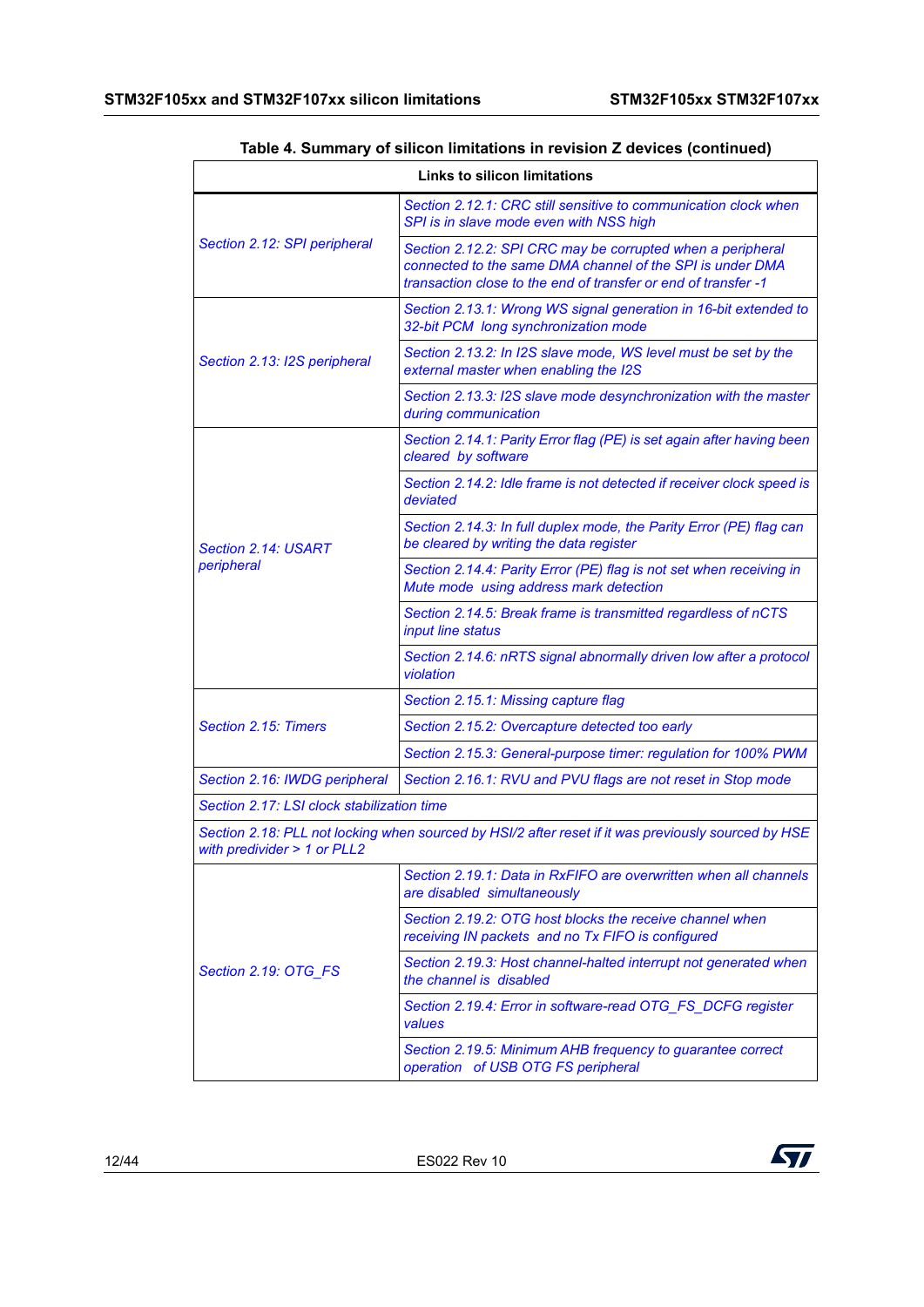Table 4. Summary of silicon limitations in revision Z devices (continued)

| Links to silicon limitations | |
|---|---|
| *Section 2.12: SPI peripheral* | *Section 2.12.1: CRC still sensitive to communication clock when SPI is in slave mode even with NSS high* |
| | *Section 2.12.2: SPI CRC may be corrupted when a peripheral connected to the same DMA channel of the SPI is under DMA transaction close to the end of transfer or end of transfer -1* |
| *Section 2.13: I2S peripheral* | *Section 2.13.1: Wrong WS signal generation in 16-bit extended to 32-bit PCM long synchronization mode* |
| | *Section 2.13.2: In I2S slave mode, WS level must be set by the external master when enabling the I2S* |
| | *Section 2.13.3: I2S slave mode desynchronization with the master during communication* |
| *Section 2.14: USART peripheral* | *Section 2.14.1: Parity Error flag (PE) is set again after having been cleared by software* |
| | *Section 2.14.2: Idle frame is not detected if receiver clock speed is deviated* |
| | *Section 2.14.3: In full duplex mode, the Parity Error (PE) flag can be cleared by writing the data register* |
| | *Section 2.14.4: Parity Error (PE) flag is not set when receiving in Mute mode using address mark detection* |
| | *Section 2.14.5: Break frame is transmitted regardless of nCTS input line status* |
| | *Section 2.14.6: nRTS signal abnormally driven low after a protocol violation* |
| *Section 2.15: Timers* | *Section 2.15.1: Missing capture flag* |
| | *Section 2.15.2: Overcapture detected too early* |
| | *Section 2.15.3: General-purpose timer: regulation for 100% PWM* |
| *Section 2.16: IWDG peripheral* | *Section 2.16.1: RVU and PVU flags are not reset in Stop mode* |
| *Section 2.17: LSI clock stabilization time* | |
| *Section 2.18: PLL not locking when sourced by HSI/2 after reset if it was previously sourced by HSE with predivider > 1 or PLL2* | |
| *Section 2.19: OTG_FS* | *Section 2.19.1: Data in RxFIFO are overwritten when all channels are disabled simultaneously* |
| | *Section 2.19.2: OTG host blocks the receive channel when receiving IN packets and no Tx FIFO is configured* |
| | *Section 2.19.3: Host channel-halted interrupt not generated when the channel is disabled* |
| | *Section 2.19.4: Error in software-read OTG_FS_DCFG register values* |
| | *Section 2.19.5: Minimum AHB frequency to guarantee correct operation of USB OTG FS peripheral* |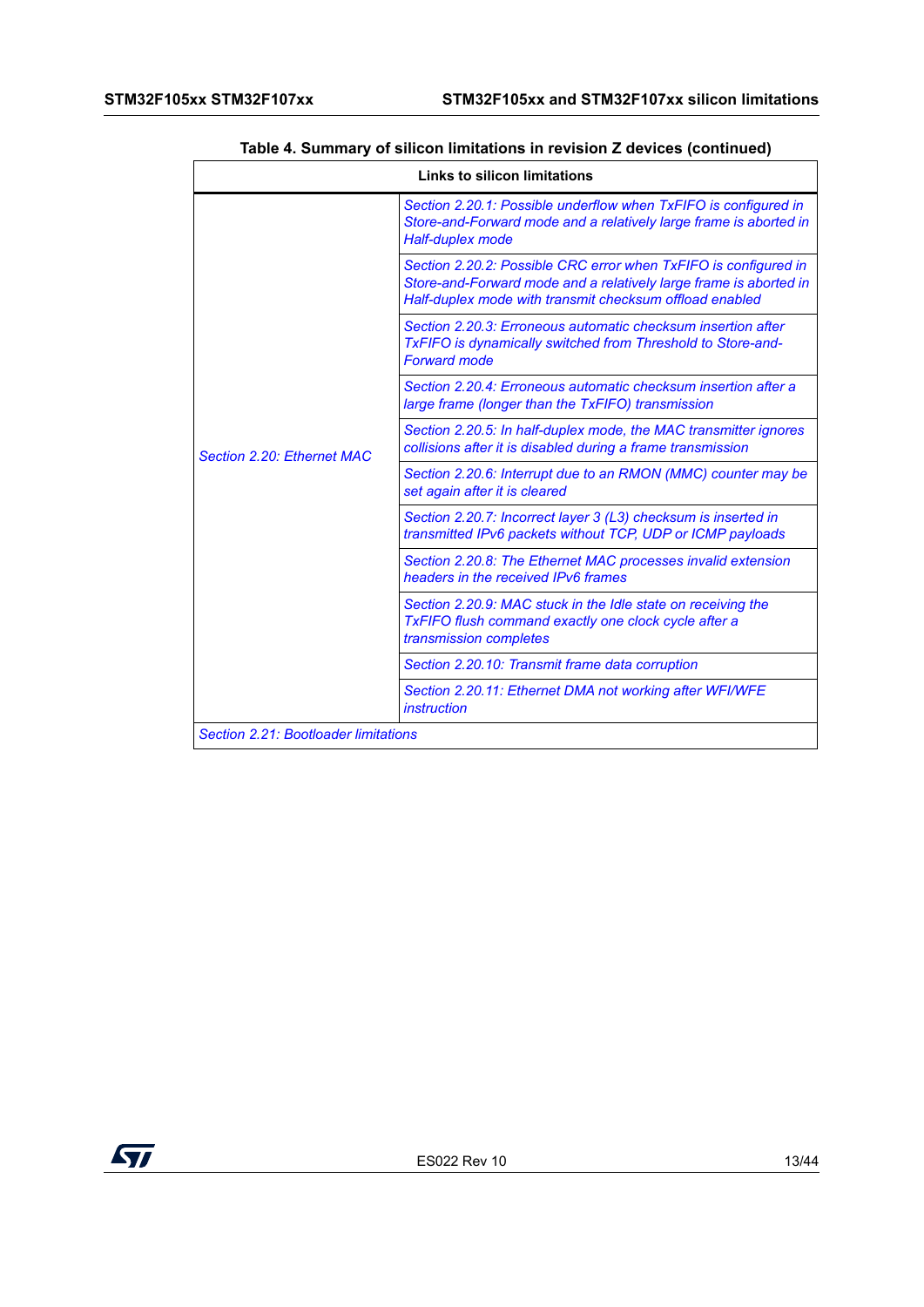Table 4. Summary of silicon limitations in revision Z devices (continued)

| Links to silicon limitations | |
|---|---|
| *Section 2.20: Ethernet MAC* | *Section 2.20.1: Possible underflow when TxFIFO is configured in Store-and-Forward mode and a relatively large frame is aborted in Half-duplex mode* |
| | *Section 2.20.2: Possible CRC error when TxFIFO is configured in Store-and-Forward mode and a relatively large frame is aborted in Half-duplex mode with transmit checksum offload enabled* |
| | *Section 2.20.3: Erroneous automatic checksum insertion after TxFIFO is dynamically switched from Threshold to Store-and-Forward mode* |
| | *Section 2.20.4: Erroneous automatic checksum insertion after a large frame (longer than the TxFIFO) transmission* |
| | *Section 2.20.5: In half-duplex mode, the MAC transmitter ignores collisions after it is disabled during a frame transmission* |
| | *Section 2.20.6: Interrupt due to an RMON (MMC) counter may be set again after it is cleared* |
| | *Section 2.20.7: Incorrect layer 3 (L3) checksum is inserted in transmitted IPv6 packets without TCP, UDP or ICMP payloads* |
| | *Section 2.20.8: The Ethernet MAC processes invalid extension headers in the received IPv6 frames* |
| | *Section 2.20.9: MAC stuck in the Idle state on receiving the TxFIFO flush command exactly one clock cycle after a transmission completes* |
| | *Section 2.20.10: Transmit frame data corruption* |
| | *Section 2.20.11: Ethernet DMA not working after WFI/WFE instruction* |
| *Section 2.21: Bootloader limitations* | |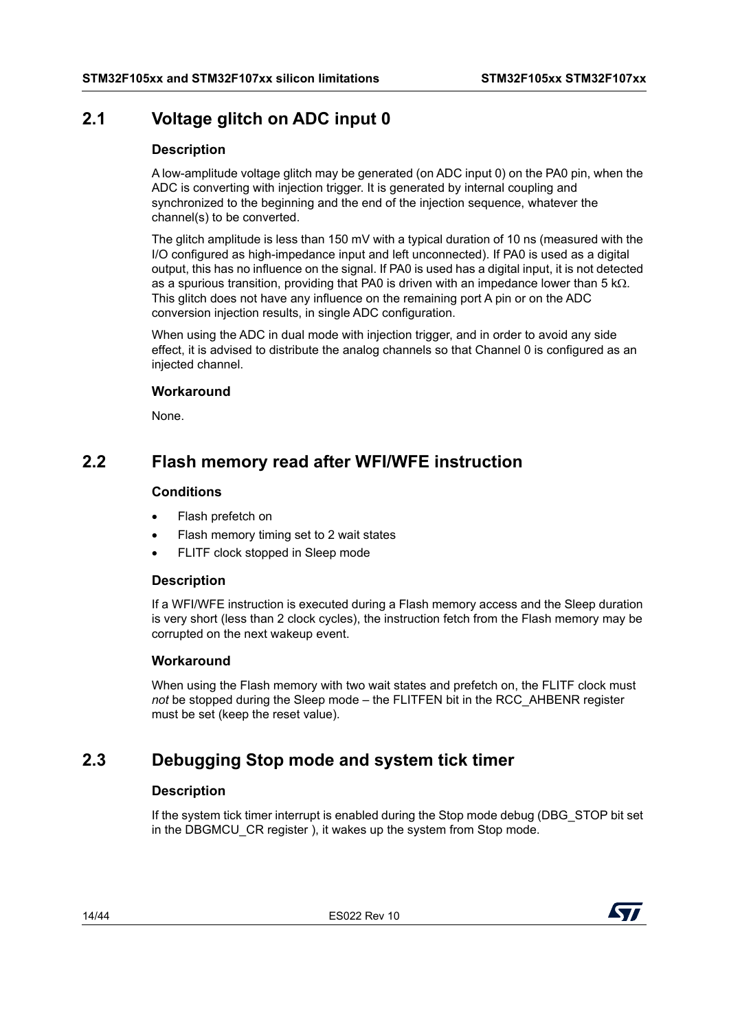## 2.1 Voltage glitch on ADC input 0

### Description

A low-amplitude voltage glitch may be generated (on ADC input 0) on the PA0 pin, when the ADC is converting with injection trigger. It is generated by internal coupling and synchronized to the beginning and the end of the injection sequence, whatever the channel(s) to be converted.

The glitch amplitude is less than 150 mV with a typical duration of 10 ns (measured with the I/O configured as high-impedance input and left unconnected). If PA0 is used as a digital output, this has no influence on the signal. If PA0 is used has a digital input, it is not detected as a spurious transition, providing that PA0 is driven with an impedance lower than 5 kΩ. This glitch does not have any influence on the remaining port A pin or on the ADC conversion injection results, in single ADC configuration.

When using the ADC in dual mode with injection trigger, and in order to avoid any side effect, it is advised to distribute the analog channels so that Channel 0 is configured as an injected channel.

### Workaround

None.

## 2.2 Flash memory read after WFI/WFE instruction

### Conditions

- Flash prefetch on
- Flash memory timing set to 2 wait states
- FLITF clock stopped in Sleep mode

### Description

If a WFI/WFE instruction is executed during a Flash memory access and the Sleep duration is very short (less than 2 clock cycles), the instruction fetch from the Flash memory may be corrupted on the next wakeup event.

### Workaround

When using the Flash memory with two wait states and prefetch on, the FLITF clock must *not* be stopped during the Sleep mode – the FLITFEN bit in the RCC_AHBENR register must be set (keep the reset value).

## 2.3 Debugging Stop mode and system tick timer

### Description

If the system tick timer interrupt is enabled during the Stop mode debug (DBG_STOP bit set in the DBGMCU_CR register ), it wakes up the system from Stop mode.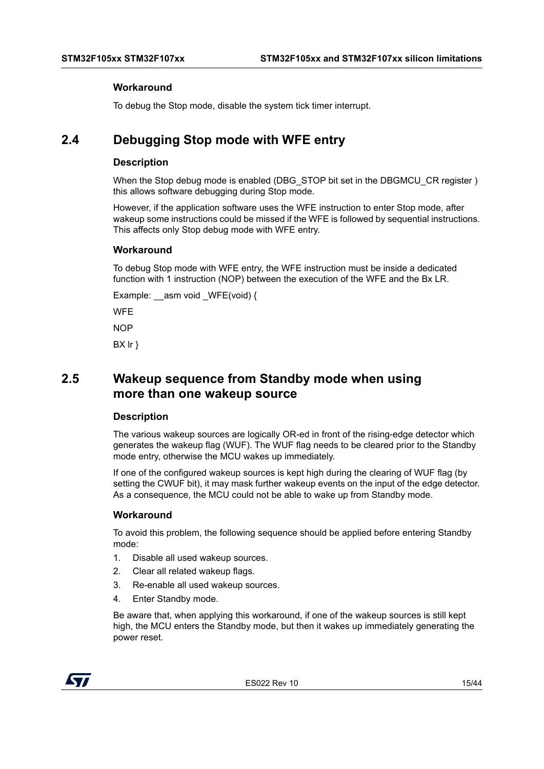#### Workaround

To debug the Stop mode, disable the system tick timer interrupt.

## 2.4 Debugging Stop mode with WFE entry

#### Description

When the Stop debug mode is enabled (DBG_STOP bit set in the DBGMCU_CR register ) this allows software debugging during Stop mode.

However, if the application software uses the WFE instruction to enter Stop mode, after wakeup some instructions could be missed if the WFE is followed by sequential instructions. This affects only Stop debug mode with WFE entry.

#### Workaround

To debug Stop mode with WFE entry, the WFE instruction must be inside a dedicated function with 1 instruction (NOP) between the execution of the WFE and the Bx LR.

Example: __asm void _WFE(void) {

```
WFE
NOP
BX lr }
```

## 2.5 Wakeup sequence from Standby mode when using more than one wakeup source

#### Description

The various wakeup sources are logically OR-ed in front of the rising-edge detector which generates the wakeup flag (WUF). The WUF flag needs to be cleared prior to the Standby mode entry, otherwise the MCU wakes up immediately.

If one of the configured wakeup sources is kept high during the clearing of WUF flag (by setting the CWUF bit), it may mask further wakeup events on the input of the edge detector. As a consequence, the MCU could not be able to wake up from Standby mode.

#### Workaround

To avoid this problem, the following sequence should be applied before entering Standby mode:

1. Disable all used wakeup sources.
2. Clear all related wakeup flags.
3. Re-enable all used wakeup sources.
4. Enter Standby mode.

Be aware that, when applying this workaround, if one of the wakeup sources is still kept high, the MCU enters the Standby mode, but then it wakes up immediately generating the power reset.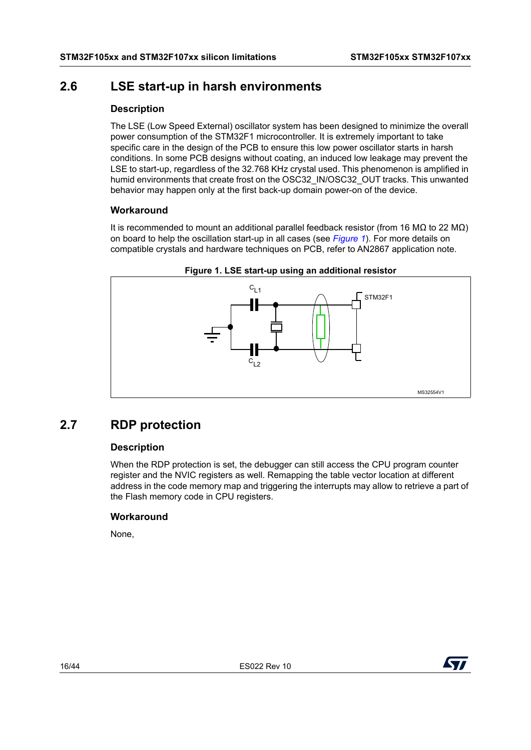## 2.6 LSE start-up in harsh environments

### Description

The LSE (Low Speed External) oscillator system has been designed to minimize the overall power consumption of the STM32F1 microcontroller. It is extremely important to take specific care in the design of the PCB to ensure this low power oscillator starts in harsh conditions. In some PCB designs without coating, an induced low leakage may prevent the LSE to start-up, regardless of the 32.768 KHz crystal used. This phenomenon is amplified in humid environments that create frost on the OSC32_IN/OSC32_OUT tracks. This unwanted behavior may happen only at the first back-up domain power-on of the device.

### Workaround

It is recommended to mount an additional parallel feedback resistor (from 16 MΩ to 22 MΩ) on board to help the oscillation start-up in all cases (see *Figure 1*). For more details on compatible crystals and hardware techniques on PCB, refer to AN2867 application note.

**Figure 1. LSE start-up using an additional resistor**

## 2.7 RDP protection

### Description

When the RDP protection is set, the debugger can still access the CPU program counter register and the NVIC registers as well. Remapping the table vector location at different address in the code memory map and triggering the interrupts may allow to retrieve a part of the Flash memory code in CPU registers.

### Workaround

None,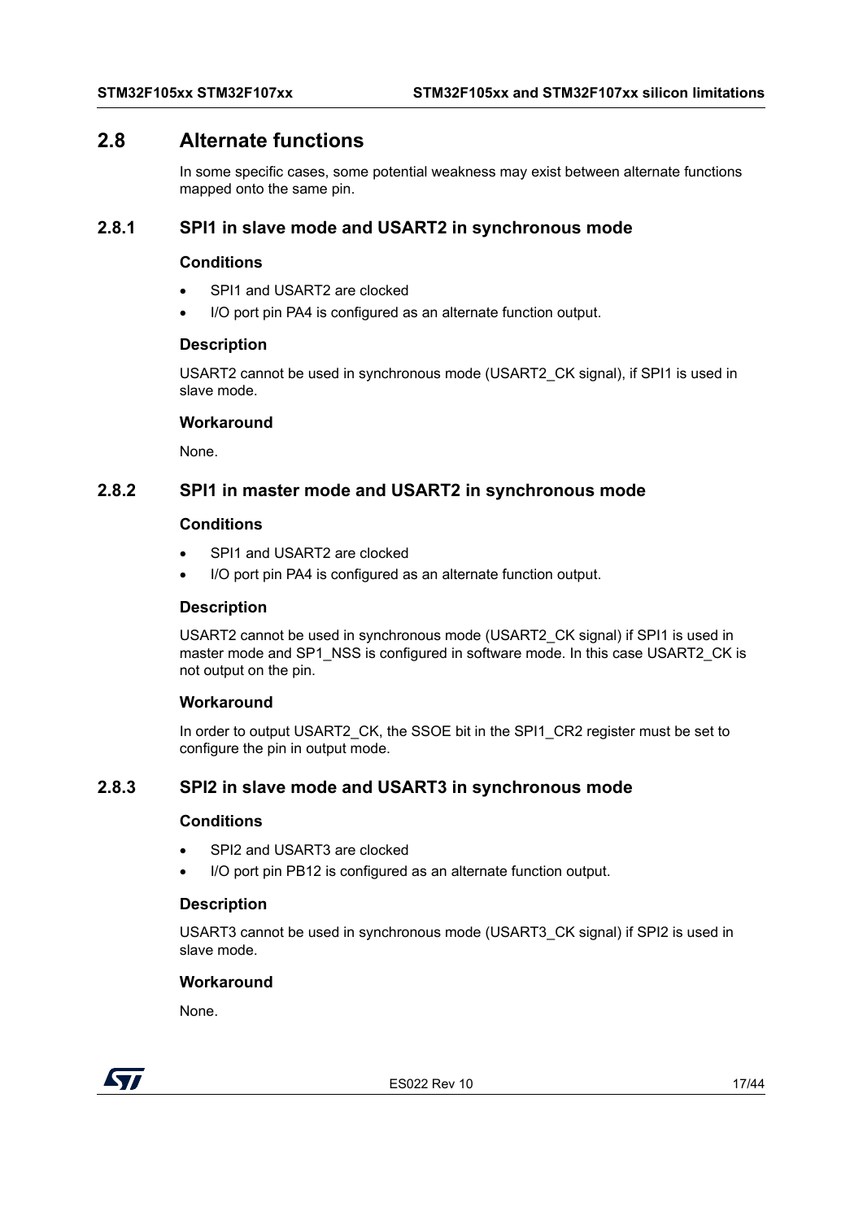## 2.8 Alternate functions

In some specific cases, some potential weakness may exist between alternate functions mapped onto the same pin.

### 2.8.1 SPI1 in slave mode and USART2 in synchronous mode

#### Conditions

- SPI1 and USART2 are clocked
- I/O port pin PA4 is configured as an alternate function output.

#### Description

USART2 cannot be used in synchronous mode (USART2_CK signal), if SPI1 is used in slave mode.

#### Workaround

None.

### 2.8.2 SPI1 in master mode and USART2 in synchronous mode

#### Conditions

- SPI1 and USART2 are clocked
- I/O port pin PA4 is configured as an alternate function output.

#### Description

USART2 cannot be used in synchronous mode (USART2_CK signal) if SPI1 is used in master mode and SP1_NSS is configured in software mode. In this case USART2_CK is not output on the pin.

#### Workaround

In order to output USART2_CK, the SSOE bit in the SPI1_CR2 register must be set to configure the pin in output mode.

### 2.8.3 SPI2 in slave mode and USART3 in synchronous mode

#### Conditions

- SPI2 and USART3 are clocked
- I/O port pin PB12 is configured as an alternate function output.

#### Description

USART3 cannot be used in synchronous mode (USART3_CK signal) if SPI2 is used in slave mode.

#### Workaround

None.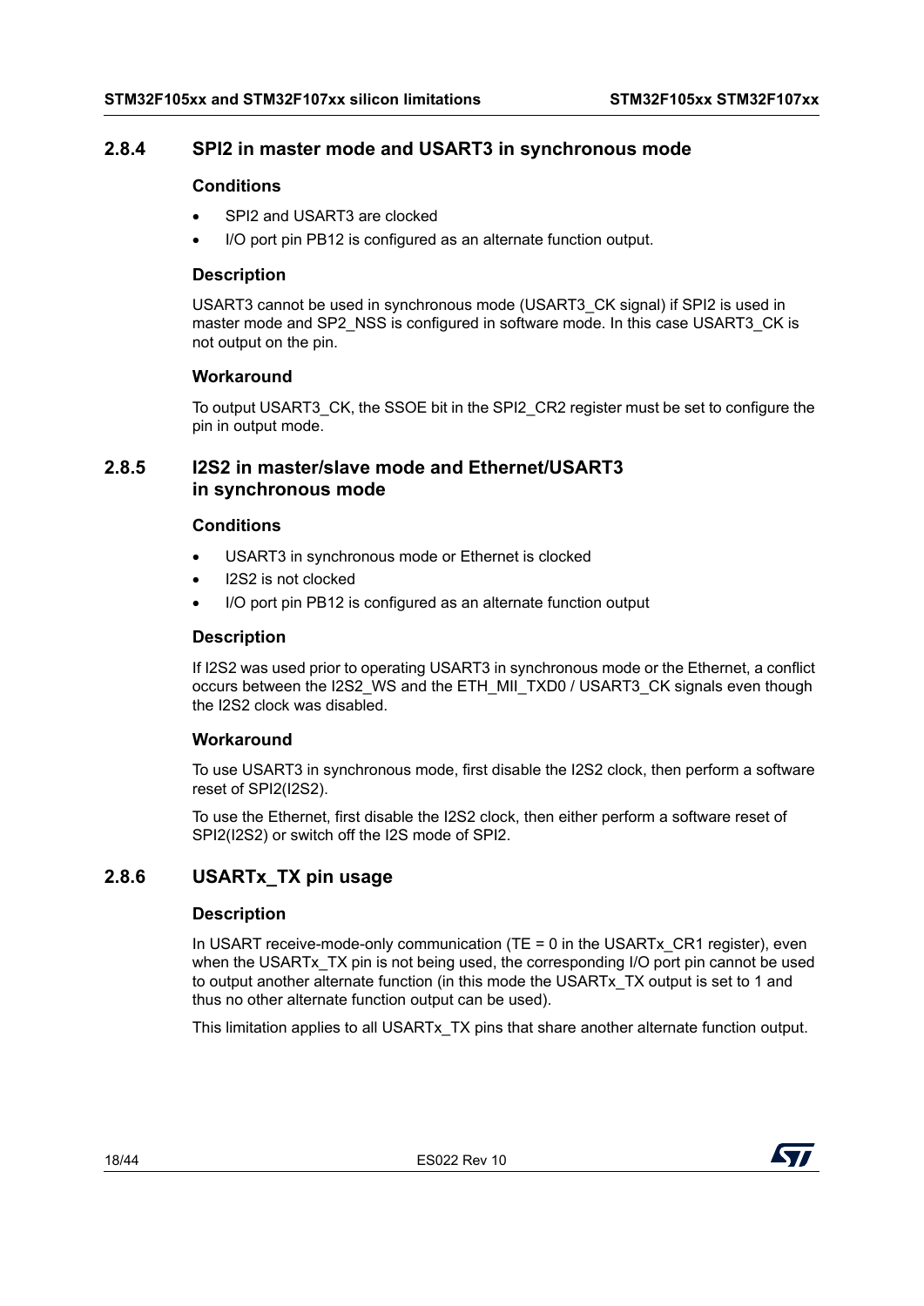### 2.8.4 SPI2 in master mode and USART3 in synchronous mode

#### Conditions

- SPI2 and USART3 are clocked
- I/O port pin PB12 is configured as an alternate function output.

#### Description

USART3 cannot be used in synchronous mode (USART3_CK signal) if SPI2 is used in master mode and SP2_NSS is configured in software mode. In this case USART3_CK is not output on the pin.

#### Workaround

To output USART3_CK, the SSOE bit in the SPI2_CR2 register must be set to configure the pin in output mode.

### 2.8.5 I2S2 in master/slave mode and Ethernet/USART3 in synchronous mode

#### Conditions

- USART3 in synchronous mode or Ethernet is clocked
- I2S2 is not clocked
- I/O port pin PB12 is configured as an alternate function output

#### Description

If I2S2 was used prior to operating USART3 in synchronous mode or the Ethernet, a conflict occurs between the I2S2_WS and the ETH_MII_TXD0 / USART3_CK signals even though the I2S2 clock was disabled.

#### Workaround

To use USART3 in synchronous mode, first disable the I2S2 clock, then perform a software reset of SPI2(I2S2).

To use the Ethernet, first disable the I2S2 clock, then either perform a software reset of SPI2(I2S2) or switch off the I2S mode of SPI2.

### 2.8.6 USARTx_TX pin usage

#### Description

In USART receive-mode-only communication (TE = 0 in the USARTx_CR1 register), even when the USARTx_TX pin is not being used, the corresponding I/O port pin cannot be used to output another alternate function (in this mode the USARTx_TX output is set to 1 and thus no other alternate function output can be used).

This limitation applies to all USARTx_TX pins that share another alternate function output.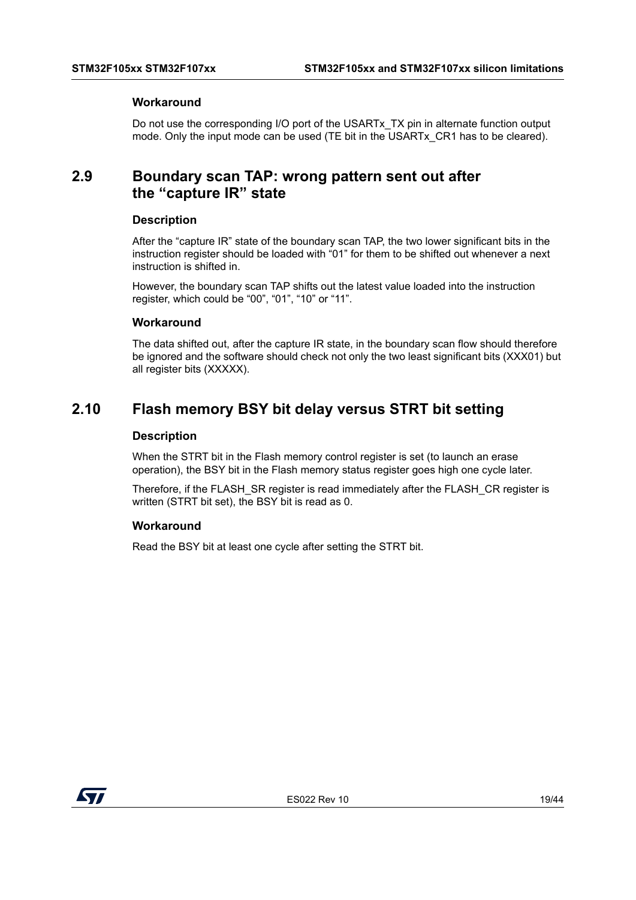#### Workaround

Do not use the corresponding I/O port of the USARTx_TX pin in alternate function output mode. Only the input mode can be used (TE bit in the USARTx_CR1 has to be cleared).

## 2.9 Boundary scan TAP: wrong pattern sent out after the “capture IR” state

#### Description

After the “capture IR” state of the boundary scan TAP, the two lower significant bits in the instruction register should be loaded with “01” for them to be shifted out whenever a next instruction is shifted in.

However, the boundary scan TAP shifts out the latest value loaded into the instruction register, which could be “00”, “01”, “10” or “11”.

#### Workaround

The data shifted out, after the capture IR state, in the boundary scan flow should therefore be ignored and the software should check not only the two least significant bits (XXX01) but all register bits (XXXXX).

## 2.10 Flash memory BSY bit delay versus STRT bit setting

#### Description

When the STRT bit in the Flash memory control register is set (to launch an erase operation), the BSY bit in the Flash memory status register goes high one cycle later.

Therefore, if the FLASH_SR register is read immediately after the FLASH_CR register is written (STRT bit set), the BSY bit is read as 0.

#### Workaround

Read the BSY bit at least one cycle after setting the STRT bit.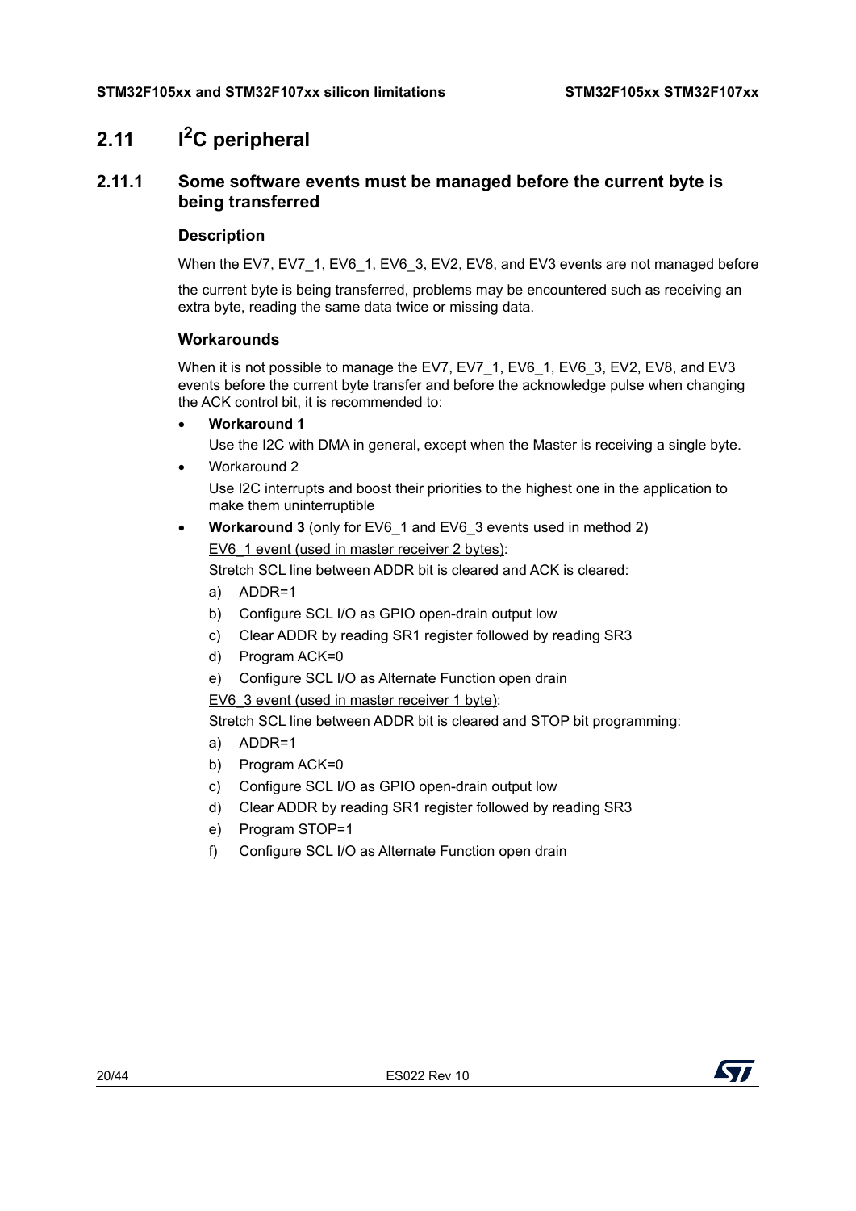## 2.11 I$^2$C peripheral

### 2.11.1 Some software events must be managed before the current byte is being transferred

#### Description

When the EV7, EV7_1, EV6_1, EV6_3, EV2, EV8, and EV3 events are not managed before the current byte is being transferred, problems may be encountered such as receiving an extra byte, reading the same data twice or missing data.

#### Workarounds

When it is not possible to manage the EV7, EV7_1, EV6_1, EV6_3, EV2, EV8, and EV3 events before the current byte transfer and before the acknowledge pulse when changing the ACK control bit, it is recommended to:

- **Workaround 1**

  Use the I2C with DMA in general, except when the Master is receiving a single byte.

- Workaround 2

  Use I2C interrupts and boost their priorities to the highest one in the application to make them uninterruptible

- **Workaround 3** (only for EV6_1 and EV6_3 events used in method 2)

  EV6_1 event (used in master receiver 2 bytes):

  Stretch SCL line between ADDR bit is cleared and ACK is cleared:

  a) ADDR=1
  b) Configure SCL I/O as GPIO open-drain output low
  c) Clear ADDR by reading SR1 register followed by reading SR3
  d) Program ACK=0
  e) Configure SCL I/O as Alternate Function open drain

  EV6_3 event (used in master receiver 1 byte):

  Stretch SCL line between ADDR bit is cleared and STOP bit programming:

  a) ADDR=1
  b) Program ACK=0
  c) Configure SCL I/O as GPIO open-drain output low
  d) Clear ADDR by reading SR1 register followed by reading SR3
  e) Program STOP=1
  f) Configure SCL I/O as Alternate Function open drain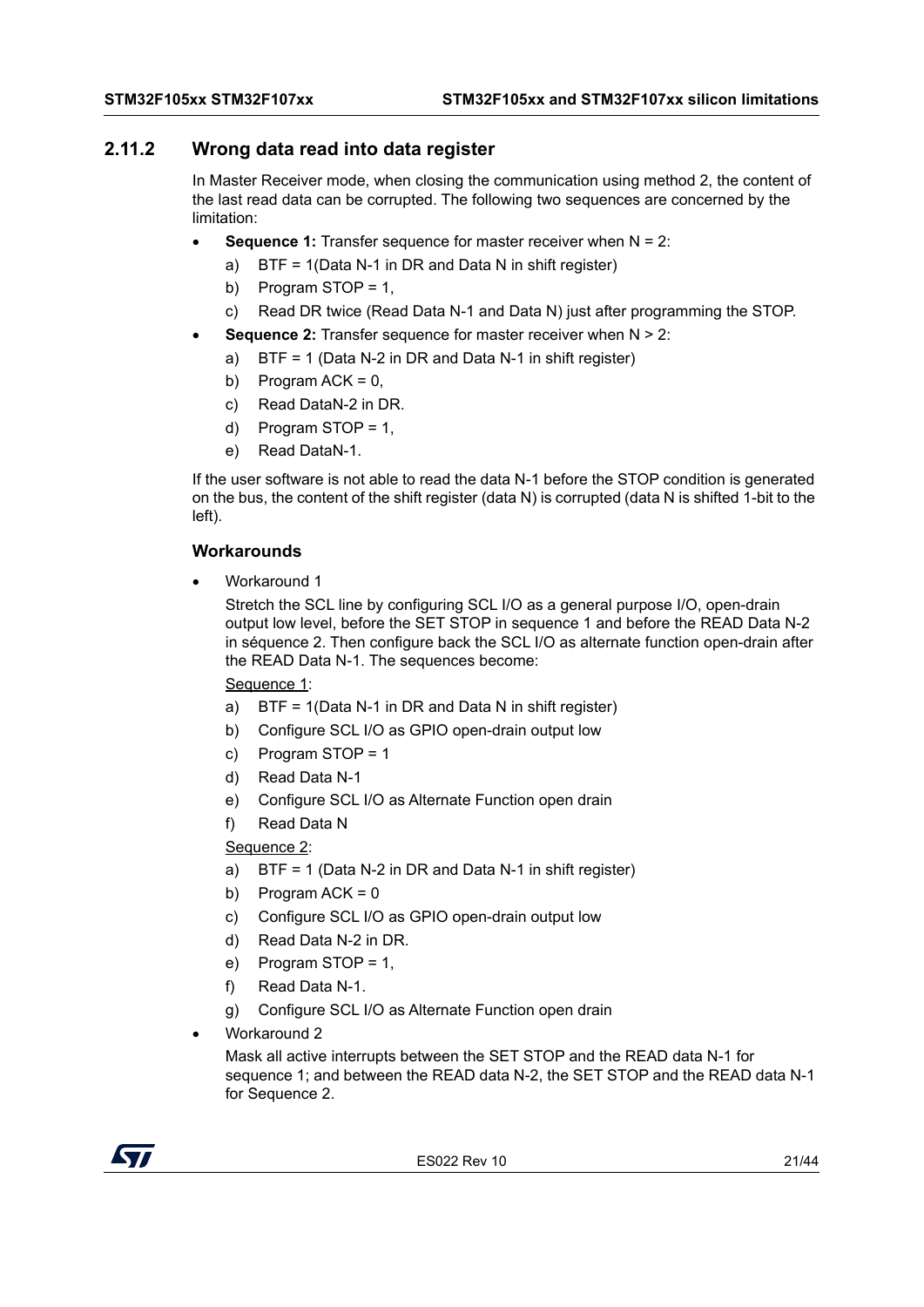### 2.11.2 Wrong data read into data register

In Master Receiver mode, when closing the communication using method 2, the content of the last read data can be corrupted. The following two sequences are concerned by the limitation:

- **Sequence 1:** Transfer sequence for master receiver when N = 2:
  - a) BTF = 1(Data N-1 in DR and Data N in shift register)
  - b) Program STOP = 1,
  - c) Read DR twice (Read Data N-1 and Data N) just after programming the STOP.
- **Sequence 2:** Transfer sequence for master receiver when N > 2:
  - a) BTF = 1 (Data N-2 in DR and Data N-1 in shift register)
  - b) Program ACK = 0,
  - c) Read DataN-2 in DR.
  - d) Program STOP = 1,
  - e) Read DataN-1.

If the user software is not able to read the data N-1 before the STOP condition is generated on the bus, the content of the shift register (data N) is corrupted (data N is shifted 1-bit to the left).

#### Workarounds

- Workaround 1

  Stretch the SCL line by configuring SCL I/O as a general purpose I/O, open-drain output low level, before the SET STOP in sequence 1 and before the READ Data N-2 in séquence 2. Then configure back the SCL I/O as alternate function open-drain after the READ Data N-1. The sequences become:

  <u>Sequence 1</u>:
  - a) BTF = 1(Data N-1 in DR and Data N in shift register)
  - b) Configure SCL I/O as GPIO open-drain output low
  - c) Program STOP = 1
  - d) Read Data N-1
  - e) Configure SCL I/O as Alternate Function open drain
  - f) Read Data N

  <u>Sequence 2</u>:
  - a) BTF = 1 (Data N-2 in DR and Data N-1 in shift register)
  - b) Program ACK = 0
  - c) Configure SCL I/O as GPIO open-drain output low
  - d) Read Data N-2 in DR.
  - e) Program STOP = 1,
  - f) Read Data N-1.
  - g) Configure SCL I/O as Alternate Function open drain
- Workaround 2

  Mask all active interrupts between the SET STOP and the READ data N-1 for sequence 1; and between the READ data N-2, the SET STOP and the READ data N-1 for Sequence 2.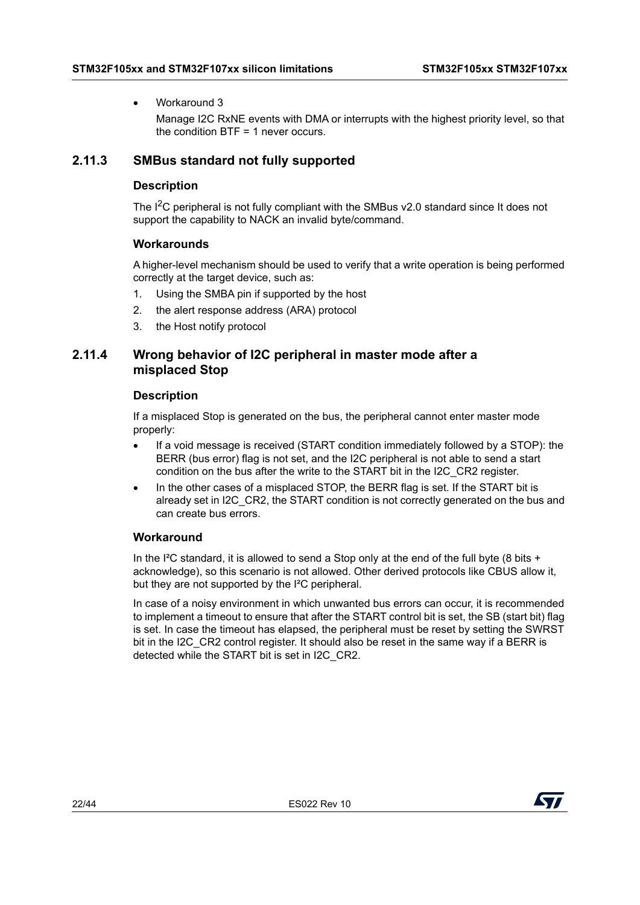- Workaround 3

  Manage I2C RxNE events with DMA or interrupts with the highest priority level, so that the condition BTF = 1 never occurs.

### 2.11.3 SMBus standard not fully supported

#### Description

The $I^2C$ peripheral is not fully compliant with the SMBus v2.0 standard since It does not support the capability to NACK an invalid byte/command.

#### Workarounds

A higher-level mechanism should be used to verify that a write operation is being performed correctly at the target device, such as:

1. Using the SMBA pin if supported by the host
2. the alert response address (ARA) protocol
3. the Host notify protocol

### 2.11.4 Wrong behavior of I2C peripheral in master mode after a misplaced Stop

#### Description

If a misplaced Stop is generated on the bus, the peripheral cannot enter master mode properly:

- If a void message is received (START condition immediately followed by a STOP): the BERR (bus error) flag is not set, and the I2C peripheral is not able to send a start condition on the bus after the write to the START bit in the I2C_CR2 register.
- In the other cases of a misplaced STOP, the BERR flag is set. If the START bit is already set in I2C_CR2, the START condition is not correctly generated on the bus and can create bus errors.

#### Workaround

In the I²C standard, it is allowed to send a Stop only at the end of the full byte (8 bits + acknowledge), so this scenario is not allowed. Other derived protocols like CBUS allow it, but they are not supported by the I²C peripheral.

In case of a noisy environment in which unwanted bus errors can occur, it is recommended to implement a timeout to ensure that after the START control bit is set, the SB (start bit) flag is set. In case the timeout has elapsed, the peripheral must be reset by setting the SWRST bit in the I2C_CR2 control register. It should also be reset in the same way if a BERR is detected while the START bit is set in I2C_CR2.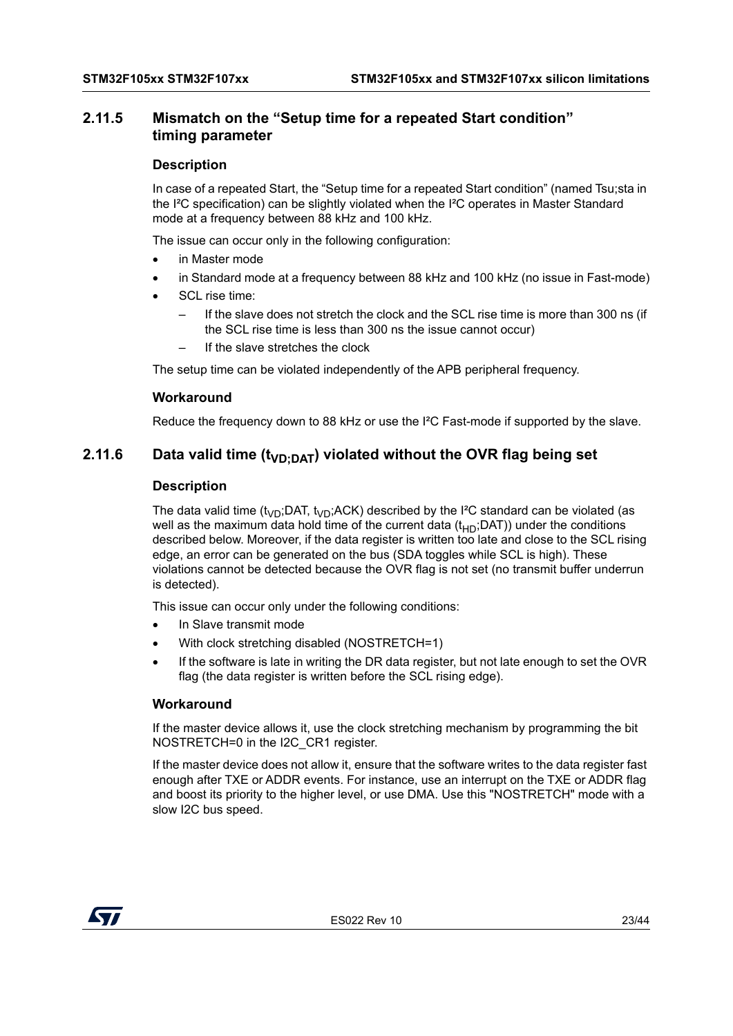### 2.11.5 Mismatch on the "Setup time for a repeated Start condition" timing parameter

#### Description

In case of a repeated Start, the "Setup time for a repeated Start condition" (named Tsu;sta in the I²C specification) can be slightly violated when the I²C operates in Master Standard mode at a frequency between 88 kHz and 100 kHz.

The issue can occur only in the following configuration:

- in Master mode
- in Standard mode at a frequency between 88 kHz and 100 kHz (no issue in Fast-mode)
- SCL rise time:
  - If the slave does not stretch the clock and the SCL rise time is more than 300 ns (if the SCL rise time is less than 300 ns the issue cannot occur)
  - If the slave stretches the clock

The setup time can be violated independently of the APB peripheral frequency.

#### Workaround

Reduce the frequency down to 88 kHz or use the I²C Fast-mode if supported by the slave.

### 2.11.6 Data valid time ($t_{VD;DAT}$) violated without the OVR flag being set

#### Description

The data valid time ($t_{VD}$;DAT, $t_{VD}$;ACK) described by the I²C standard can be violated (as well as the maximum data hold time of the current data ($t_{HD}$;DAT)) under the conditions described below. Moreover, if the data register is written too late and close to the SCL rising edge, an error can be generated on the bus (SDA toggles while SCL is high). These violations cannot be detected because the OVR flag is not set (no transmit buffer underrun is detected).

This issue can occur only under the following conditions:

- In Slave transmit mode
- With clock stretching disabled (NOSTRETCH=1)
- If the software is late in writing the DR data register, but not late enough to set the OVR flag (the data register is written before the SCL rising edge).

#### Workaround

If the master device allows it, use the clock stretching mechanism by programming the bit NOSTRETCH=0 in the I2C_CR1 register.

If the master device does not allow it, ensure that the software writes to the data register fast enough after TXE or ADDR events. For instance, use an interrupt on the TXE or ADDR flag and boost its priority to the higher level, or use DMA. Use this "NOSTRETCH" mode with a slow I2C bus speed.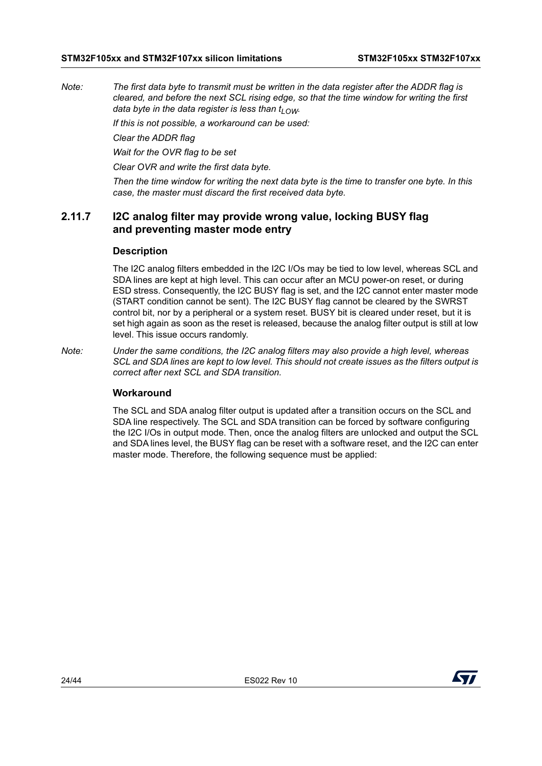*Note: The first data byte to transmit must be written in the data register after the ADDR flag is cleared, and before the next SCL rising edge, so that the time window for writing the first data byte in the data register is less than $t_{LOW}$.*

*If this is not possible, a workaround can be used:*

*Clear the ADDR flag*

*Wait for the OVR flag to be set*

*Clear OVR and write the first data byte.*

*Then the time window for writing the next data byte is the time to transfer one byte. In this case, the master must discard the first received data byte.*

### 2.11.7 I2C analog filter may provide wrong value, locking BUSY flag and preventing master mode entry

#### Description

The I2C analog filters embedded in the I2C I/Os may be tied to low level, whereas SCL and SDA lines are kept at high level. This can occur after an MCU power-on reset, or during ESD stress. Consequently, the I2C BUSY flag is set, and the I2C cannot enter master mode (START condition cannot be sent). The I2C BUSY flag cannot be cleared by the SWRST control bit, nor by a peripheral or a system reset. BUSY bit is cleared under reset, but it is set high again as soon as the reset is released, because the analog filter output is still at low level. This issue occurs randomly.

*Note: Under the same conditions, the I2C analog filters may also provide a high level, whereas SCL and SDA lines are kept to low level. This should not create issues as the filters output is correct after next SCL and SDA transition.*

#### Workaround

The SCL and SDA analog filter output is updated after a transition occurs on the SCL and SDA line respectively. The SCL and SDA transition can be forced by software configuring the I2C I/Os in output mode. Then, once the analog filters are unlocked and output the SCL and SDA lines level, the BUSY flag can be reset with a software reset, and the I2C can enter master mode. Therefore, the following sequence must be applied: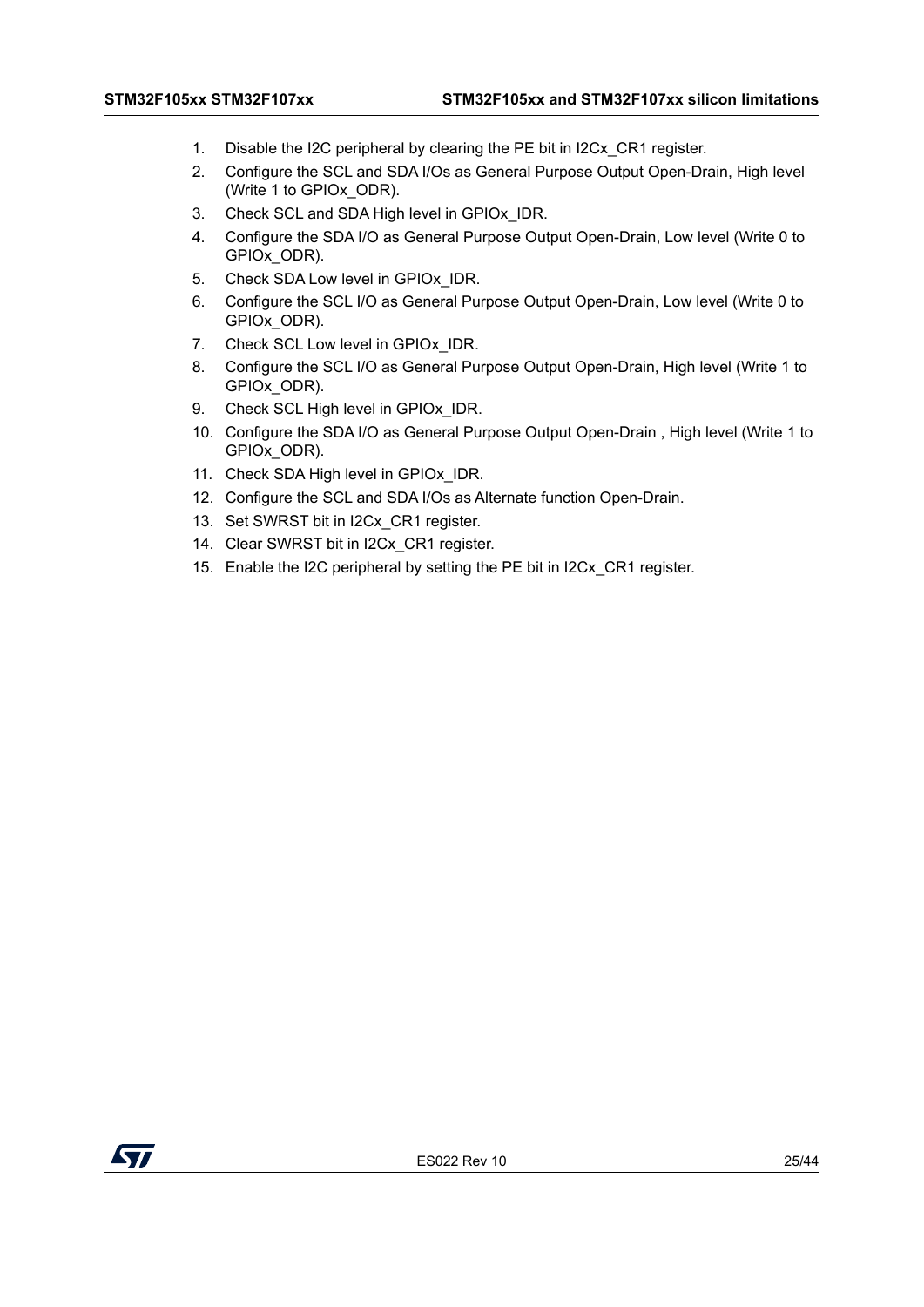1. Disable the I2C peripheral by clearing the PE bit in I2Cx_CR1 register.
2. Configure the SCL and SDA I/Os as General Purpose Output Open-Drain, High level (Write 1 to GPIOx_ODR).
3. Check SCL and SDA High level in GPIOx_IDR.
4. Configure the SDA I/O as General Purpose Output Open-Drain, Low level (Write 0 to GPIOx_ODR).
5. Check SDA Low level in GPIOx_IDR.
6. Configure the SCL I/O as General Purpose Output Open-Drain, Low level (Write 0 to GPIOx_ODR).
7. Check SCL Low level in GPIOx_IDR.
8. Configure the SCL I/O as General Purpose Output Open-Drain, High level (Write 1 to GPIOx_ODR).
9. Check SCL High level in GPIOx_IDR.
10. Configure the SDA I/O as General Purpose Output Open-Drain , High level (Write 1 to GPIOx_ODR).
11. Check SDA High level in GPIOx_IDR.
12. Configure the SCL and SDA I/Os as Alternate function Open-Drain.
13. Set SWRST bit in I2Cx_CR1 register.
14. Clear SWRST bit in I2Cx_CR1 register.
15. Enable the I2C peripheral by setting the PE bit in I2Cx_CR1 register.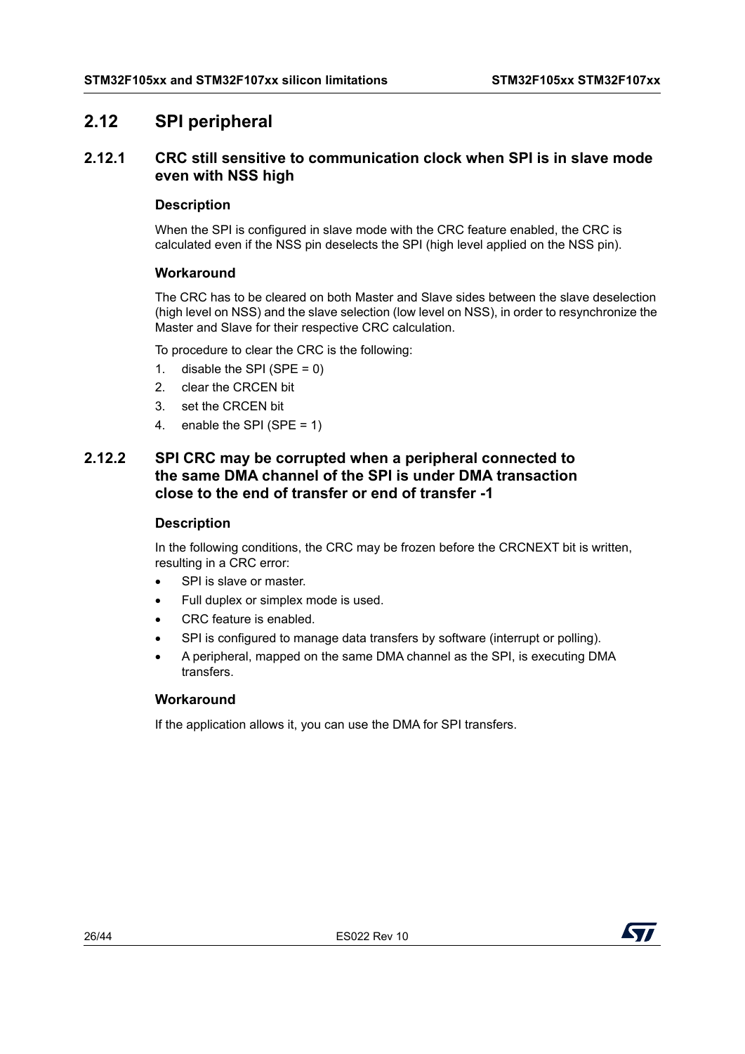## 2.12 SPI peripheral

### 2.12.1 CRC still sensitive to communication clock when SPI is in slave mode even with NSS high

#### Description

When the SPI is configured in slave mode with the CRC feature enabled, the CRC is calculated even if the NSS pin deselects the SPI (high level applied on the NSS pin).

#### Workaround

The CRC has to be cleared on both Master and Slave sides between the slave deselection (high level on NSS) and the slave selection (low level on NSS), in order to resynchronize the Master and Slave for their respective CRC calculation.

To procedure to clear the CRC is the following:

1. disable the SPI (SPE = 0)
2. clear the CRCEN bit
3. set the CRCEN bit
4. enable the SPI (SPE = 1)

### 2.12.2 SPI CRC may be corrupted when a peripheral connected to the same DMA channel of the SPI is under DMA transaction close to the end of transfer or end of transfer -1

#### Description

In the following conditions, the CRC may be frozen before the CRCNEXT bit is written, resulting in a CRC error:

- SPI is slave or master.
- Full duplex or simplex mode is used.
- CRC feature is enabled.
- SPI is configured to manage data transfers by software (interrupt or polling).
- A peripheral, mapped on the same DMA channel as the SPI, is executing DMA transfers.

#### Workaround

If the application allows it, you can use the DMA for SPI transfers.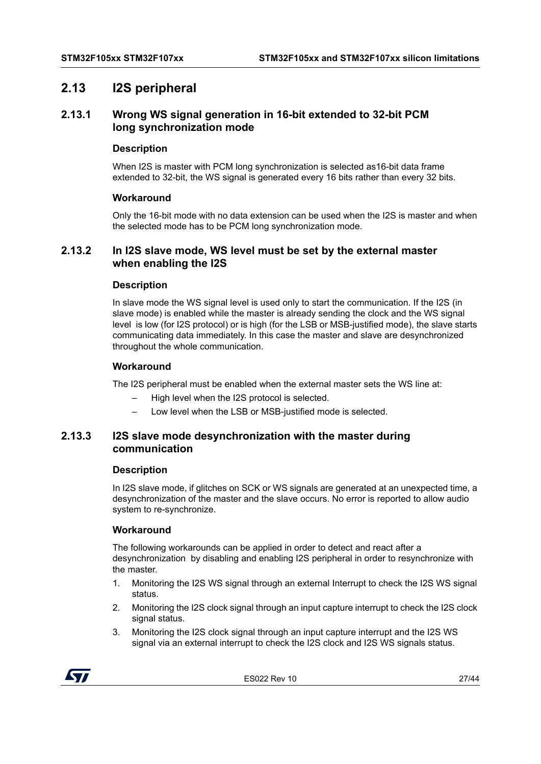## 2.13 I2S peripheral

### 2.13.1 Wrong WS signal generation in 16-bit extended to 32-bit PCM long synchronization mode

#### Description

When I2S is master with PCM long synchronization is selected as16-bit data frame extended to 32-bit, the WS signal is generated every 16 bits rather than every 32 bits.

#### Workaround

Only the 16-bit mode with no data extension can be used when the I2S is master and when the selected mode has to be PCM long synchronization mode.

### 2.13.2 In I2S slave mode, WS level must be set by the external master when enabling the I2S

#### Description

In slave mode the WS signal level is used only to start the communication. If the I2S (in slave mode) is enabled while the master is already sending the clock and the WS signal level is low (for I2S protocol) or is high (for the LSB or MSB-justified mode), the slave starts communicating data immediately. In this case the master and slave are desynchronized throughout the whole communication.

#### Workaround

The I2S peripheral must be enabled when the external master sets the WS line at:

- High level when the I2S protocol is selected.
- Low level when the LSB or MSB-justified mode is selected.

### 2.13.3 I2S slave mode desynchronization with the master during communication

#### Description

In I2S slave mode, if glitches on SCK or WS signals are generated at an unexpected time, a desynchronization of the master and the slave occurs. No error is reported to allow audio system to re-synchronize.

#### Workaround

The following workarounds can be applied in order to detect and react after a desynchronization by disabling and enabling I2S peripheral in order to resynchronize with the master.

1. Monitoring the I2S WS signal through an external Interrupt to check the I2S WS signal status.
2. Monitoring the I2S clock signal through an input capture interrupt to check the I2S clock signal status.
3. Monitoring the I2S clock signal through an input capture interrupt and the I2S WS signal via an external interrupt to check the I2S clock and I2S WS signals status.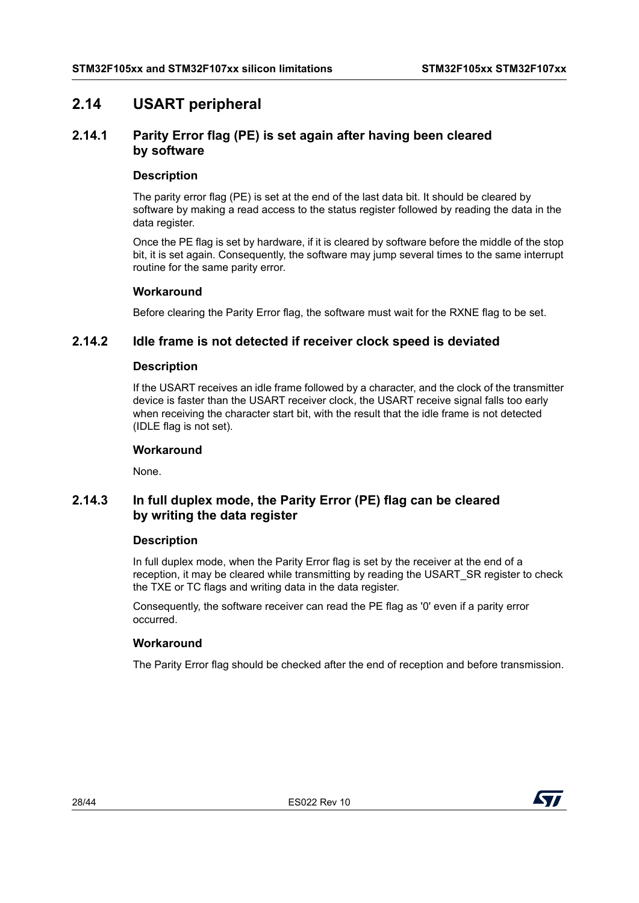## 2.14 USART peripheral

### 2.14.1 Parity Error flag (PE) is set again after having been cleared by software

#### Description

The parity error flag (PE) is set at the end of the last data bit. It should be cleared by software by making a read access to the status register followed by reading the data in the data register.

Once the PE flag is set by hardware, if it is cleared by software before the middle of the stop bit, it is set again. Consequently, the software may jump several times to the same interrupt routine for the same parity error.

#### Workaround

Before clearing the Parity Error flag, the software must wait for the RXNE flag to be set.

### 2.14.2 Idle frame is not detected if receiver clock speed is deviated

#### Description

If the USART receives an idle frame followed by a character, and the clock of the transmitter device is faster than the USART receiver clock, the USART receive signal falls too early when receiving the character start bit, with the result that the idle frame is not detected (IDLE flag is not set).

#### Workaround

None.

### 2.14.3 In full duplex mode, the Parity Error (PE) flag can be cleared by writing the data register

#### Description

In full duplex mode, when the Parity Error flag is set by the receiver at the end of a reception, it may be cleared while transmitting by reading the USART_SR register to check the TXE or TC flags and writing data in the data register.

Consequently, the software receiver can read the PE flag as '0' even if a parity error occurred.

#### Workaround

The Parity Error flag should be checked after the end of reception and before transmission.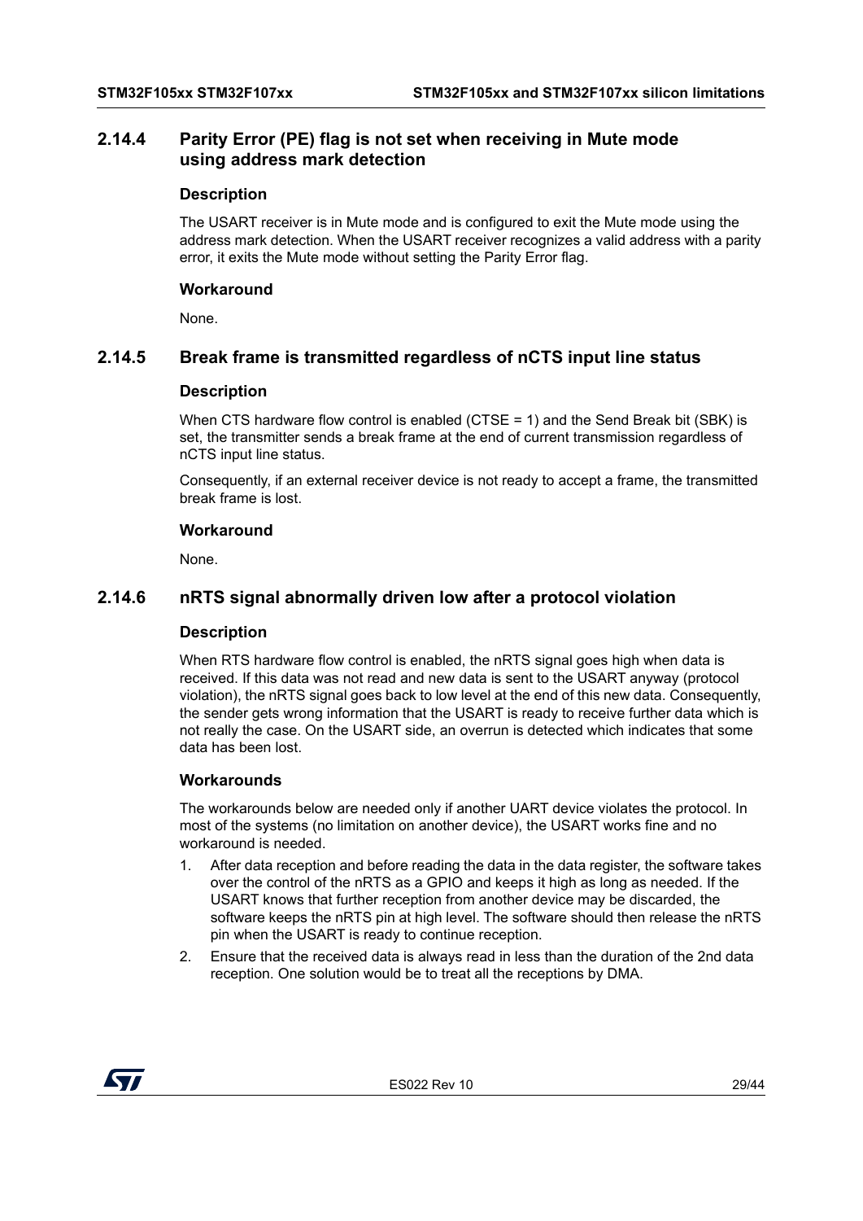### 2.14.4 Parity Error (PE) flag is not set when receiving in Mute mode using address mark detection

#### Description

The USART receiver is in Mute mode and is configured to exit the Mute mode using the address mark detection. When the USART receiver recognizes a valid address with a parity error, it exits the Mute mode without setting the Parity Error flag.

#### Workaround

None.

### 2.14.5 Break frame is transmitted regardless of nCTS input line status

#### Description

When CTS hardware flow control is enabled (CTSE = 1) and the Send Break bit (SBK) is set, the transmitter sends a break frame at the end of current transmission regardless of nCTS input line status.

Consequently, if an external receiver device is not ready to accept a frame, the transmitted break frame is lost.

#### Workaround

None.

### 2.14.6 nRTS signal abnormally driven low after a protocol violation

#### Description

When RTS hardware flow control is enabled, the nRTS signal goes high when data is received. If this data was not read and new data is sent to the USART anyway (protocol violation), the nRTS signal goes back to low level at the end of this new data. Consequently, the sender gets wrong information that the USART is ready to receive further data which is not really the case. On the USART side, an overrun is detected which indicates that some data has been lost.

#### Workarounds

The workarounds below are needed only if another UART device violates the protocol. In most of the systems (no limitation on another device), the USART works fine and no workaround is needed.

1. After data reception and before reading the data in the data register, the software takes over the control of the nRTS as a GPIO and keeps it high as long as needed. If the USART knows that further reception from another device may be discarded, the software keeps the nRTS pin at high level. The software should then release the nRTS pin when the USART is ready to continue reception.
2. Ensure that the received data is always read in less than the duration of the 2nd data reception. One solution would be to treat all the receptions by DMA.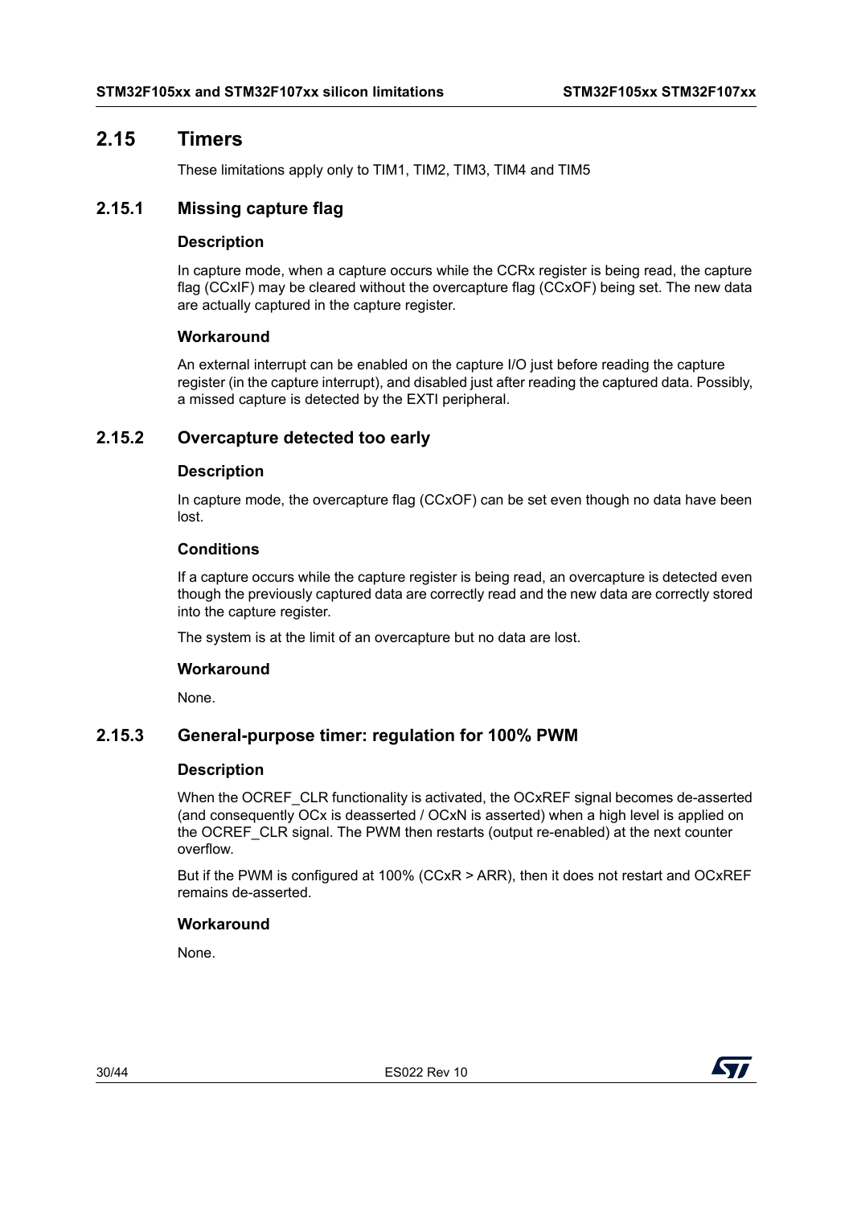## 2.15 Timers

These limitations apply only to TIM1, TIM2, TIM3, TIM4 and TIM5

### 2.15.1 Missing capture flag

#### Description

In capture mode, when a capture occurs while the CCRx register is being read, the capture flag (CCxIF) may be cleared without the overcapture flag (CCxOF) being set. The new data are actually captured in the capture register.

#### Workaround

An external interrupt can be enabled on the capture I/O just before reading the capture register (in the capture interrupt), and disabled just after reading the captured data. Possibly, a missed capture is detected by the EXTI peripheral.

### 2.15.2 Overcapture detected too early

#### Description

In capture mode, the overcapture flag (CCxOF) can be set even though no data have been lost.

#### Conditions

If a capture occurs while the capture register is being read, an overcapture is detected even though the previously captured data are correctly read and the new data are correctly stored into the capture register.

The system is at the limit of an overcapture but no data are lost.

#### Workaround

None.

### 2.15.3 General-purpose timer: regulation for 100% PWM

#### Description

When the OCREF_CLR functionality is activated, the OCxREF signal becomes de-asserted (and consequently OCx is deasserted / OCxN is asserted) when a high level is applied on the OCREF_CLR signal. The PWM then restarts (output re-enabled) at the next counter overflow.

But if the PWM is configured at 100% (CCxR > ARR), then it does not restart and OCxREF remains de-asserted.

#### Workaround

None.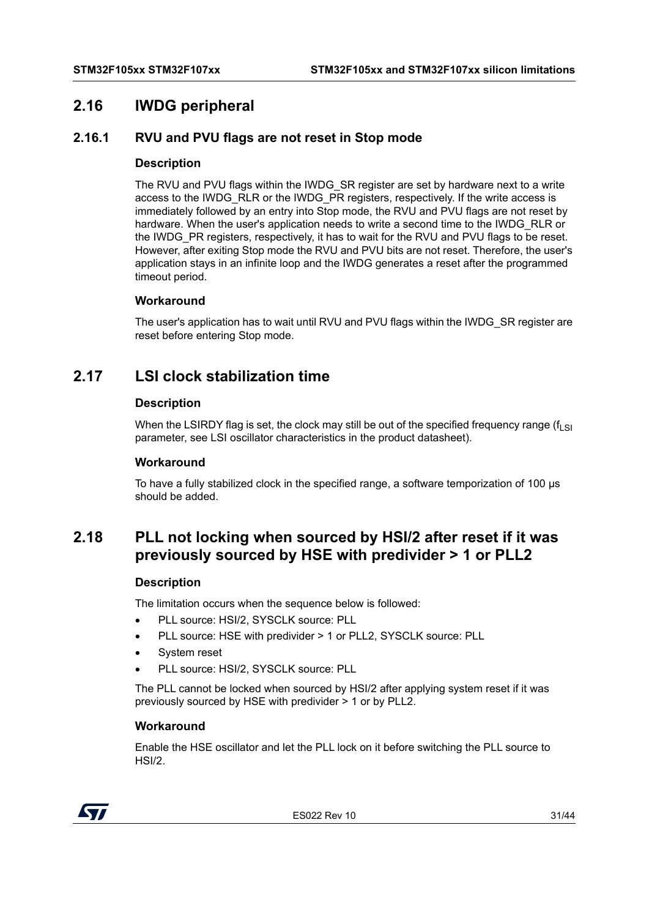## 2.16 IWDG peripheral

### 2.16.1 RVU and PVU flags are not reset in Stop mode

#### Description

The RVU and PVU flags within the IWDG_SR register are set by hardware next to a write access to the IWDG_RLR or the IWDG_PR registers, respectively. If the write access is immediately followed by an entry into Stop mode, the RVU and PVU flags are not reset by hardware. When the user's application needs to write a second time to the IWDG_RLR or the IWDG_PR registers, respectively, it has to wait for the RVU and PVU flags to be reset. However, after exiting Stop mode the RVU and PVU bits are not reset. Therefore, the user's application stays in an infinite loop and the IWDG generates a reset after the programmed timeout period.

#### Workaround

The user's application has to wait until RVU and PVU flags within the IWDG_SR register are reset before entering Stop mode.

## 2.17 LSI clock stabilization time

#### Description

When the LSIRDY flag is set, the clock may still be out of the specified frequency range ($f_{LSI}$ parameter, see LSI oscillator characteristics in the product datasheet).

#### Workaround

To have a fully stabilized clock in the specified range, a software temporization of 100 µs should be added.

## 2.18 PLL not locking when sourced by HSI/2 after reset if it was previously sourced by HSE with predivider > 1 or PLL2

#### Description

The limitation occurs when the sequence below is followed:

- PLL source: HSI/2, SYSCLK source: PLL
- PLL source: HSE with predivider > 1 or PLL2, SYSCLK source: PLL
- System reset
- PLL source: HSI/2, SYSCLK source: PLL

The PLL cannot be locked when sourced by HSI/2 after applying system reset if it was previously sourced by HSE with predivider > 1 or by PLL2.

#### Workaround

Enable the HSE oscillator and let the PLL lock on it before switching the PLL source to HSI/2.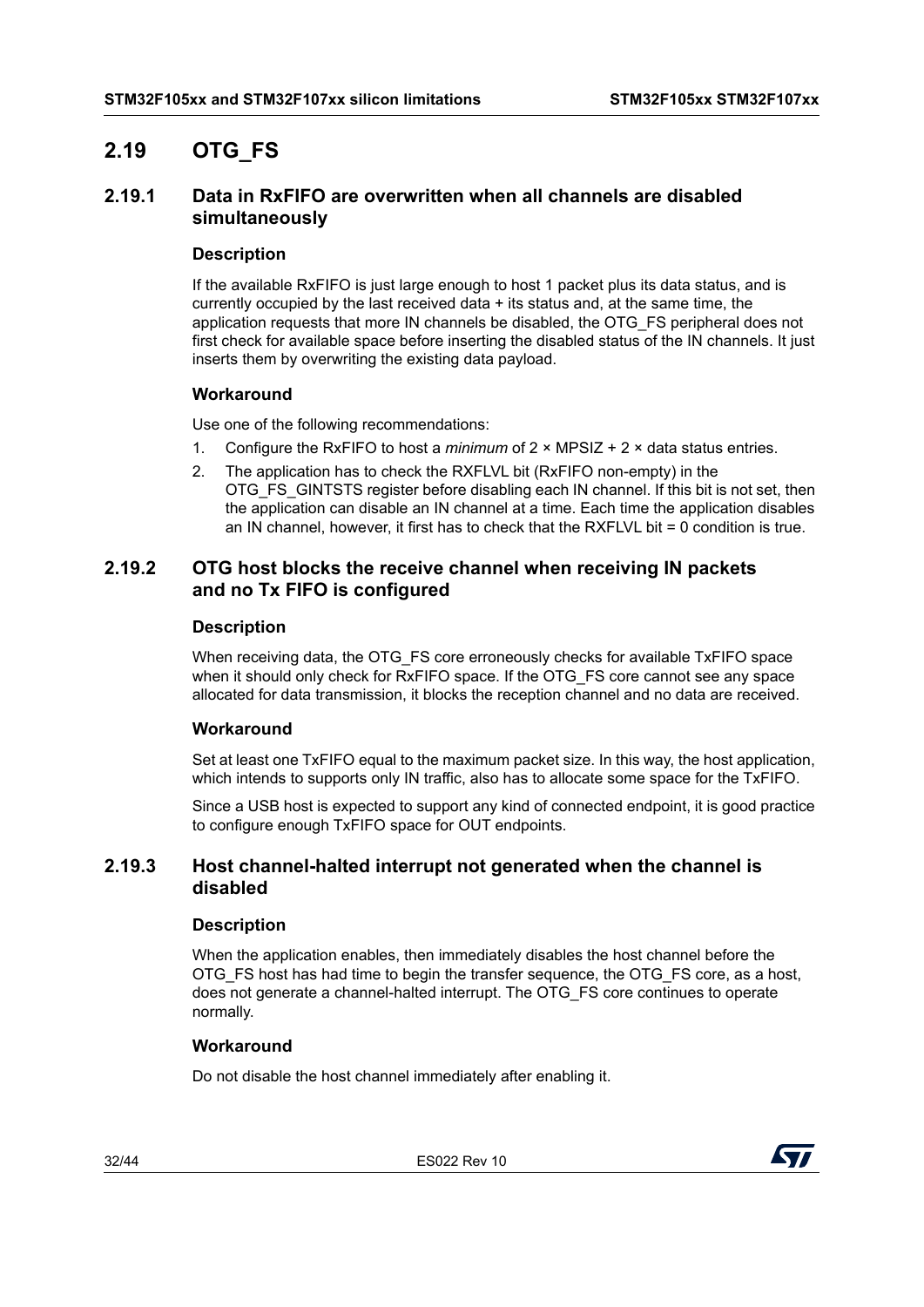## 2.19 OTG_FS

### 2.19.1 Data in RxFIFO are overwritten when all channels are disabled simultaneously

#### Description

If the available RxFIFO is just large enough to host 1 packet plus its data status, and is currently occupied by the last received data + its status and, at the same time, the application requests that more IN channels be disabled, the OTG_FS peripheral does not first check for available space before inserting the disabled status of the IN channels. It just inserts them by overwriting the existing data payload.

#### Workaround

Use one of the following recommendations:

1. Configure the RxFIFO to host a *minimum* of 2 × MPSIZ + 2 × data status entries.
2. The application has to check the RXFLVL bit (RxFIFO non-empty) in the OTG_FS_GINTSTS register before disabling each IN channel. If this bit is not set, then the application can disable an IN channel at a time. Each time the application disables an IN channel, however, it first has to check that the RXFLVL bit = 0 condition is true.

### 2.19.2 OTG host blocks the receive channel when receiving IN packets and no Tx FIFO is configured

#### Description

When receiving data, the OTG_FS core erroneously checks for available TxFIFO space when it should only check for RxFIFO space. If the OTG_FS core cannot see any space allocated for data transmission, it blocks the reception channel and no data are received.

#### Workaround

Set at least one TxFIFO equal to the maximum packet size. In this way, the host application, which intends to supports only IN traffic, also has to allocate some space for the TxFIFO.

Since a USB host is expected to support any kind of connected endpoint, it is good practice to configure enough TxFIFO space for OUT endpoints.

### 2.19.3 Host channel-halted interrupt not generated when the channel is disabled

#### Description

When the application enables, then immediately disables the host channel before the OTG_FS host has had time to begin the transfer sequence, the OTG_FS core, as a host, does not generate a channel-halted interrupt. The OTG_FS core continues to operate normally.

#### Workaround

Do not disable the host channel immediately after enabling it.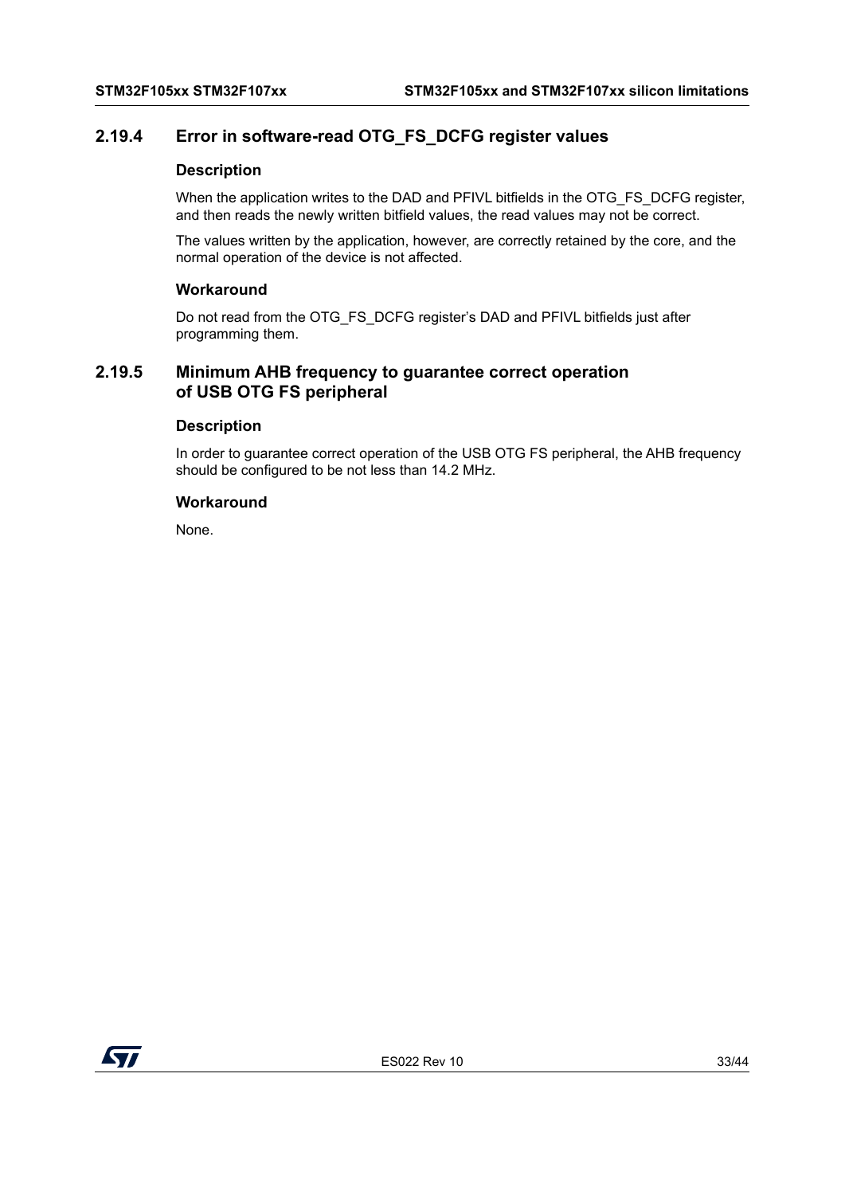### 2.19.4 Error in software-read OTG_FS_DCFG register values

#### Description

When the application writes to the DAD and PFIVL bitfields in the OTG_FS_DCFG register, and then reads the newly written bitfield values, the read values may not be correct.

The values written by the application, however, are correctly retained by the core, and the normal operation of the device is not affected.

#### Workaround

Do not read from the OTG_FS_DCFG register's DAD and PFIVL bitfields just after programming them.

### 2.19.5 Minimum AHB frequency to guarantee correct operation of USB OTG FS peripheral

#### Description

In order to guarantee correct operation of the USB OTG FS peripheral, the AHB frequency should be configured to be not less than 14.2 MHz.

#### Workaround

None.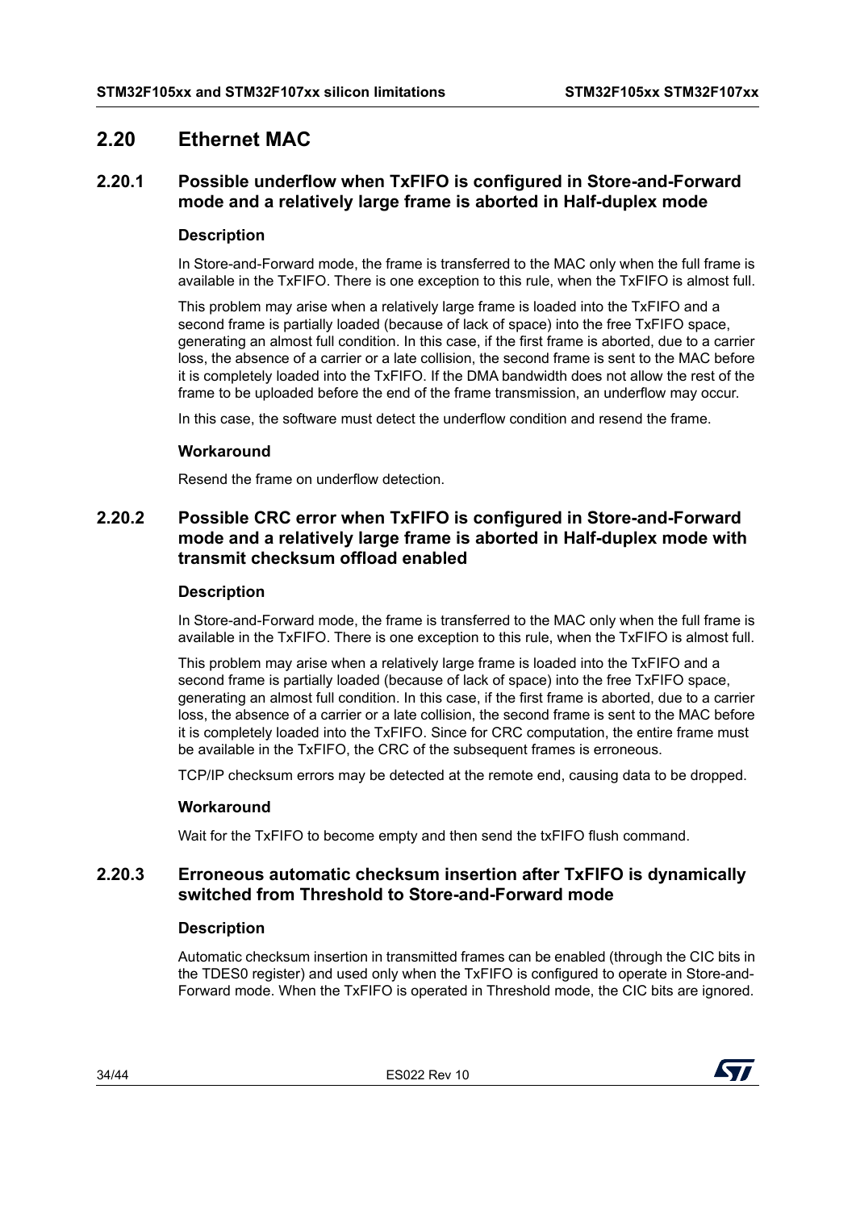## 2.20 Ethernet MAC

### 2.20.1 Possible underflow when TxFIFO is configured in Store-and-Forward mode and a relatively large frame is aborted in Half-duplex mode

#### Description

In Store-and-Forward mode, the frame is transferred to the MAC only when the full frame is available in the TxFIFO. There is one exception to this rule, when the TxFIFO is almost full.

This problem may arise when a relatively large frame is loaded into the TxFIFO and a second frame is partially loaded (because of lack of space) into the free TxFIFO space, generating an almost full condition. In this case, if the first frame is aborted, due to a carrier loss, the absence of a carrier or a late collision, the second frame is sent to the MAC before it is completely loaded into the TxFIFO. If the DMA bandwidth does not allow the rest of the frame to be uploaded before the end of the frame transmission, an underflow may occur.

In this case, the software must detect the underflow condition and resend the frame.

#### Workaround

Resend the frame on underflow detection.

### 2.20.2 Possible CRC error when TxFIFO is configured in Store-and-Forward mode and a relatively large frame is aborted in Half-duplex mode with transmit checksum offload enabled

#### Description

In Store-and-Forward mode, the frame is transferred to the MAC only when the full frame is available in the TxFIFO. There is one exception to this rule, when the TxFIFO is almost full.

This problem may arise when a relatively large frame is loaded into the TxFIFO and a second frame is partially loaded (because of lack of space) into the free TxFIFO space, generating an almost full condition. In this case, if the first frame is aborted, due to a carrier loss, the absence of a carrier or a late collision, the second frame is sent to the MAC before it is completely loaded into the TxFIFO. Since for CRC computation, the entire frame must be available in the TxFIFO, the CRC of the subsequent frames is erroneous.

TCP/IP checksum errors may be detected at the remote end, causing data to be dropped.

#### Workaround

Wait for the TxFIFO to become empty and then send the txFIFO flush command.

### 2.20.3 Erroneous automatic checksum insertion after TxFIFO is dynamically switched from Threshold to Store-and-Forward mode

#### Description

Automatic checksum insertion in transmitted frames can be enabled (through the CIC bits in the TDES0 register) and used only when the TxFIFO is configured to operate in Store-and-Forward mode. When the TxFIFO is operated in Threshold mode, the CIC bits are ignored.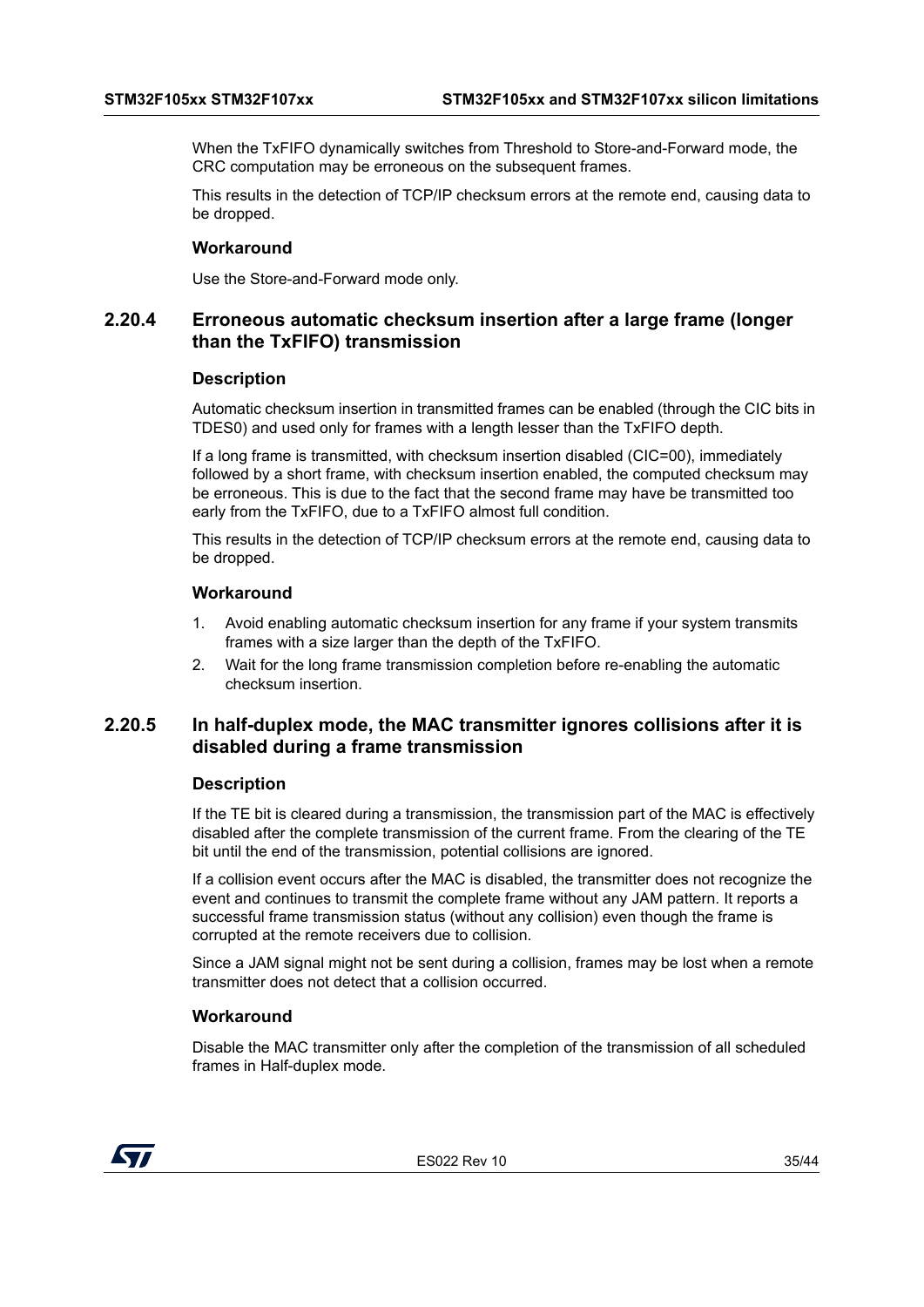When the TxFIFO dynamically switches from Threshold to Store-and-Forward mode, the CRC computation may be erroneous on the subsequent frames.

This results in the detection of TCP/IP checksum errors at the remote end, causing data to be dropped.

#### Workaround

Use the Store-and-Forward mode only.

### 2.20.4 Erroneous automatic checksum insertion after a large frame (longer than the TxFIFO) transmission

#### Description

Automatic checksum insertion in transmitted frames can be enabled (through the CIC bits in TDES0) and used only for frames with a length lesser than the TxFIFO depth.

If a long frame is transmitted, with checksum insertion disabled (CIC=00), immediately followed by a short frame, with checksum insertion enabled, the computed checksum may be erroneous. This is due to the fact that the second frame may have be transmitted too early from the TxFIFO, due to a TxFIFO almost full condition.

This results in the detection of TCP/IP checksum errors at the remote end, causing data to be dropped.

#### Workaround

1. Avoid enabling automatic checksum insertion for any frame if your system transmits frames with a size larger than the depth of the TxFIFO.
2. Wait for the long frame transmission completion before re-enabling the automatic checksum insertion.

### 2.20.5 In half-duplex mode, the MAC transmitter ignores collisions after it is disabled during a frame transmission

#### Description

If the TE bit is cleared during a transmission, the transmission part of the MAC is effectively disabled after the complete transmission of the current frame. From the clearing of the TE bit until the end of the transmission, potential collisions are ignored.

If a collision event occurs after the MAC is disabled, the transmitter does not recognize the event and continues to transmit the complete frame without any JAM pattern. It reports a successful frame transmission status (without any collision) even though the frame is corrupted at the remote receivers due to collision.

Since a JAM signal might not be sent during a collision, frames may be lost when a remote transmitter does not detect that a collision occurred.

#### Workaround

Disable the MAC transmitter only after the completion of the transmission of all scheduled frames in Half-duplex mode.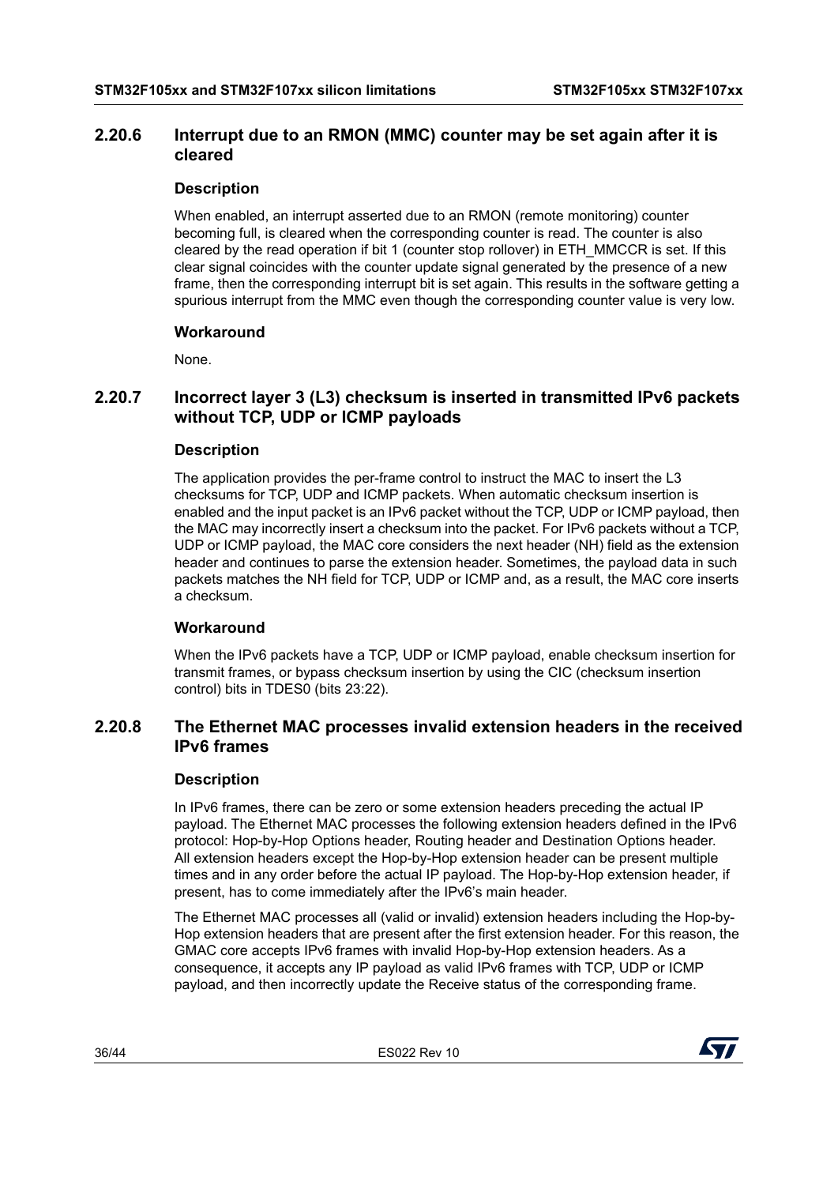### 2.20.6 Interrupt due to an RMON (MMC) counter may be set again after it is cleared

#### Description

When enabled, an interrupt asserted due to an RMON (remote monitoring) counter becoming full, is cleared when the corresponding counter is read. The counter is also cleared by the read operation if bit 1 (counter stop rollover) in ETH_MMCCR is set. If this clear signal coincides with the counter update signal generated by the presence of a new frame, then the corresponding interrupt bit is set again. This results in the software getting a spurious interrupt from the MMC even though the corresponding counter value is very low.

#### Workaround

None.

### 2.20.7 Incorrect layer 3 (L3) checksum is inserted in transmitted IPv6 packets without TCP, UDP or ICMP payloads

#### Description

The application provides the per-frame control to instruct the MAC to insert the L3 checksums for TCP, UDP and ICMP packets. When automatic checksum insertion is enabled and the input packet is an IPv6 packet without the TCP, UDP or ICMP payload, then the MAC may incorrectly insert a checksum into the packet. For IPv6 packets without a TCP, UDP or ICMP payload, the MAC core considers the next header (NH) field as the extension header and continues to parse the extension header. Sometimes, the payload data in such packets matches the NH field for TCP, UDP or ICMP and, as a result, the MAC core inserts a checksum.

#### Workaround

When the IPv6 packets have a TCP, UDP or ICMP payload, enable checksum insertion for transmit frames, or bypass checksum insertion by using the CIC (checksum insertion control) bits in TDES0 (bits 23:22).

### 2.20.8 The Ethernet MAC processes invalid extension headers in the received IPv6 frames

#### Description

In IPv6 frames, there can be zero or some extension headers preceding the actual IP payload. The Ethernet MAC processes the following extension headers defined in the IPv6 protocol: Hop-by-Hop Options header, Routing header and Destination Options header. All extension headers except the Hop-by-Hop extension header can be present multiple times and in any order before the actual IP payload. The Hop-by-Hop extension header, if present, has to come immediately after the IPv6's main header.

The Ethernet MAC processes all (valid or invalid) extension headers including the Hop-by-Hop extension headers that are present after the first extension header. For this reason, the GMAC core accepts IPv6 frames with invalid Hop-by-Hop extension headers. As a consequence, it accepts any IP payload as valid IPv6 frames with TCP, UDP or ICMP payload, and then incorrectly update the Receive status of the corresponding frame.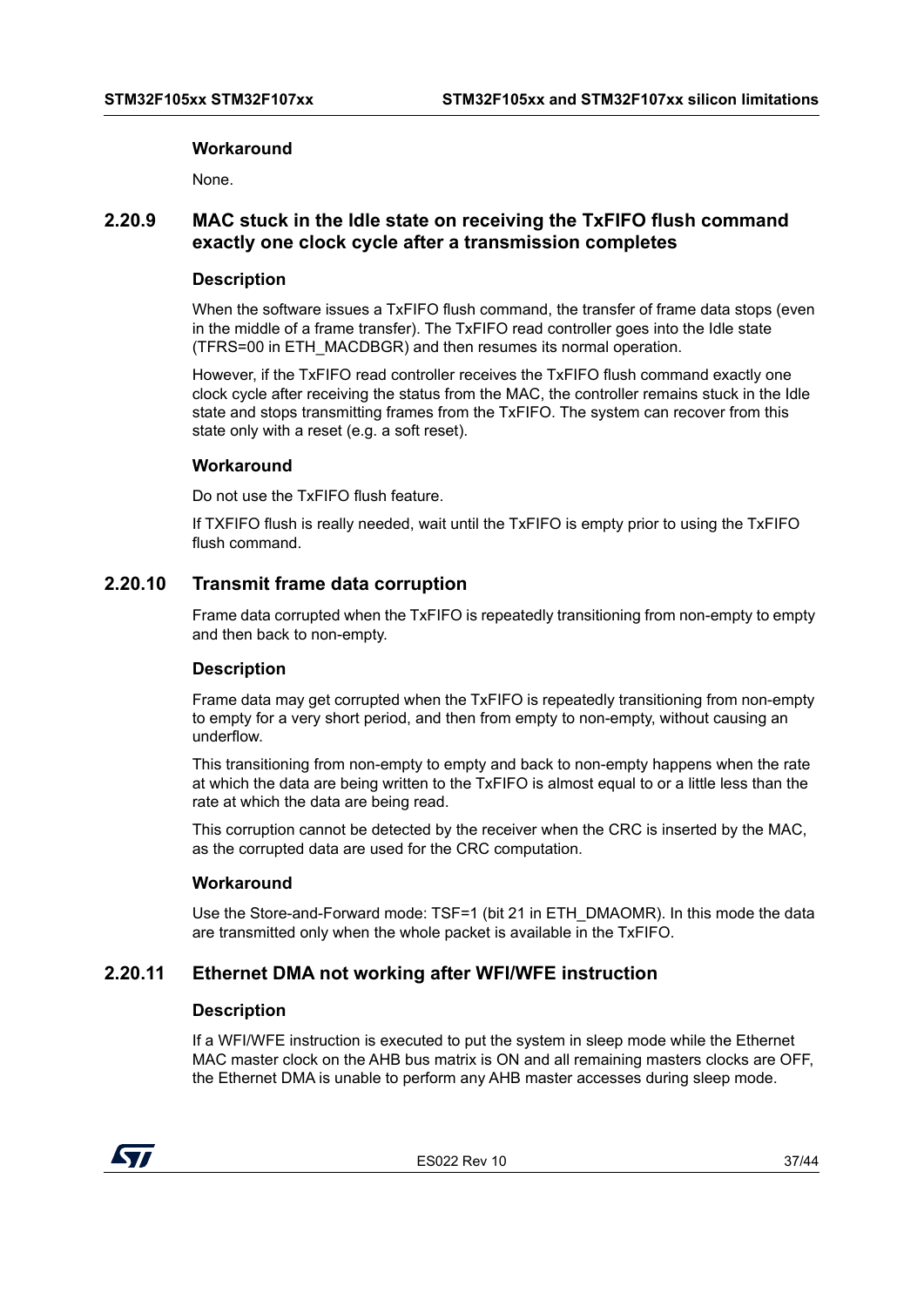#### Workaround

None.

### 2.20.9 MAC stuck in the Idle state on receiving the TxFIFO flush command exactly one clock cycle after a transmission completes

#### Description

When the software issues a TxFIFO flush command, the transfer of frame data stops (even in the middle of a frame transfer). The TxFIFO read controller goes into the Idle state (TFRS=00 in ETH_MACDBGR) and then resumes its normal operation.

However, if the TxFIFO read controller receives the TxFIFO flush command exactly one clock cycle after receiving the status from the MAC, the controller remains stuck in the Idle state and stops transmitting frames from the TxFIFO. The system can recover from this state only with a reset (e.g. a soft reset).

#### Workaround

Do not use the TxFIFO flush feature.

If TXFIFO flush is really needed, wait until the TxFIFO is empty prior to using the TxFIFO flush command.

### 2.20.10 Transmit frame data corruption

Frame data corrupted when the TxFIFO is repeatedly transitioning from non-empty to empty and then back to non-empty.

#### Description

Frame data may get corrupted when the TxFIFO is repeatedly transitioning from non-empty to empty for a very short period, and then from empty to non-empty, without causing an underflow.

This transitioning from non-empty to empty and back to non-empty happens when the rate at which the data are being written to the TxFIFO is almost equal to or a little less than the rate at which the data are being read.

This corruption cannot be detected by the receiver when the CRC is inserted by the MAC, as the corrupted data are used for the CRC computation.

#### Workaround

Use the Store-and-Forward mode: TSF=1 (bit 21 in ETH_DMAOMR). In this mode the data are transmitted only when the whole packet is available in the TxFIFO.

### 2.20.11 Ethernet DMA not working after WFI/WFE instruction

#### Description

If a WFI/WFE instruction is executed to put the system in sleep mode while the Ethernet MAC master clock on the AHB bus matrix is ON and all remaining masters clocks are OFF, the Ethernet DMA is unable to perform any AHB master accesses during sleep mode.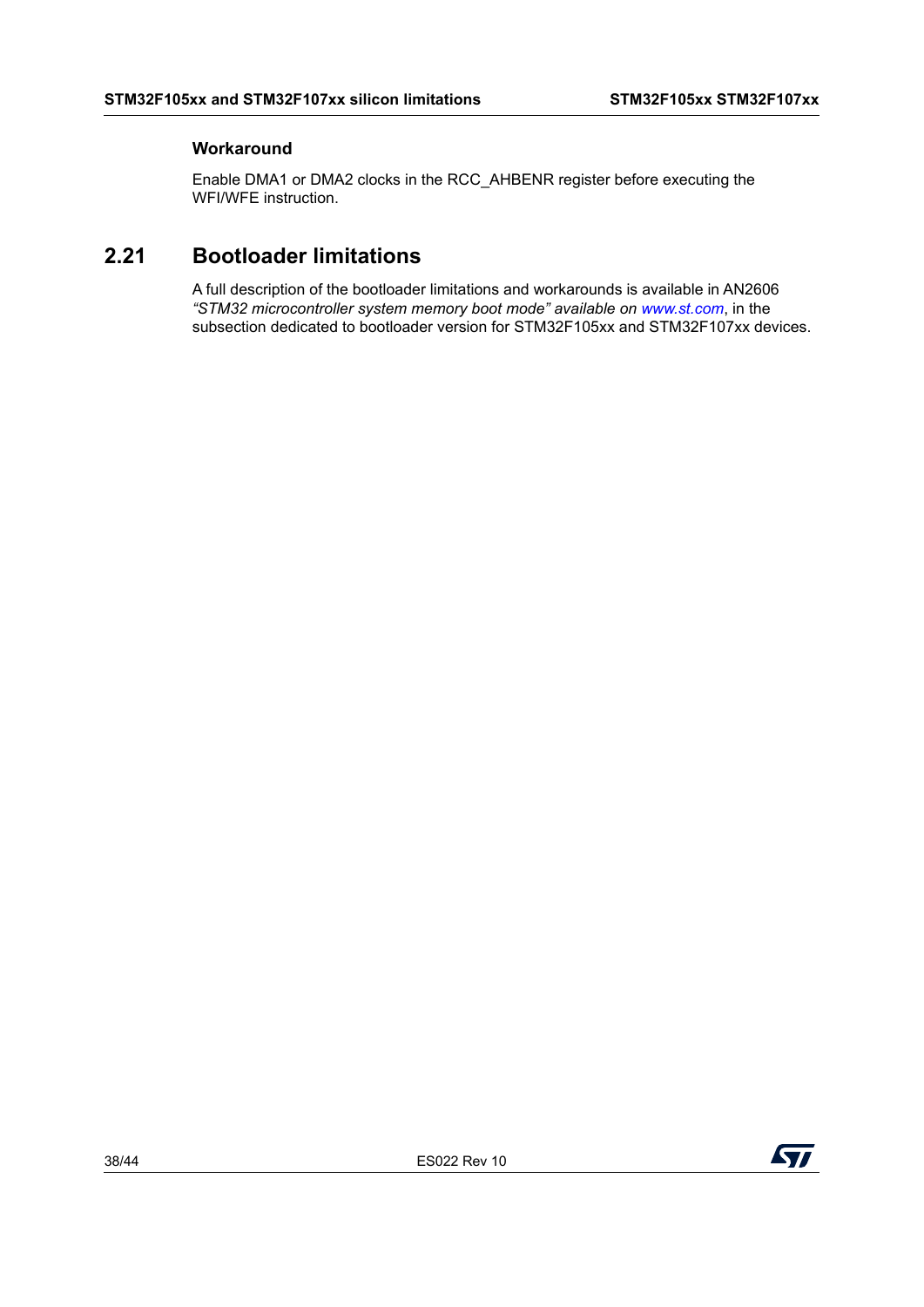#### Workaround

Enable DMA1 or DMA2 clocks in the RCC_AHBENR register before executing the WFI/WFE instruction.

## 2.21 Bootloader limitations

A full description of the bootloader limitations and workarounds is available in AN2606 *"STM32 microcontroller system memory boot mode" available on www.st.com*, in the subsection dedicated to bootloader version for STM32F105xx and STM32F107xx devices.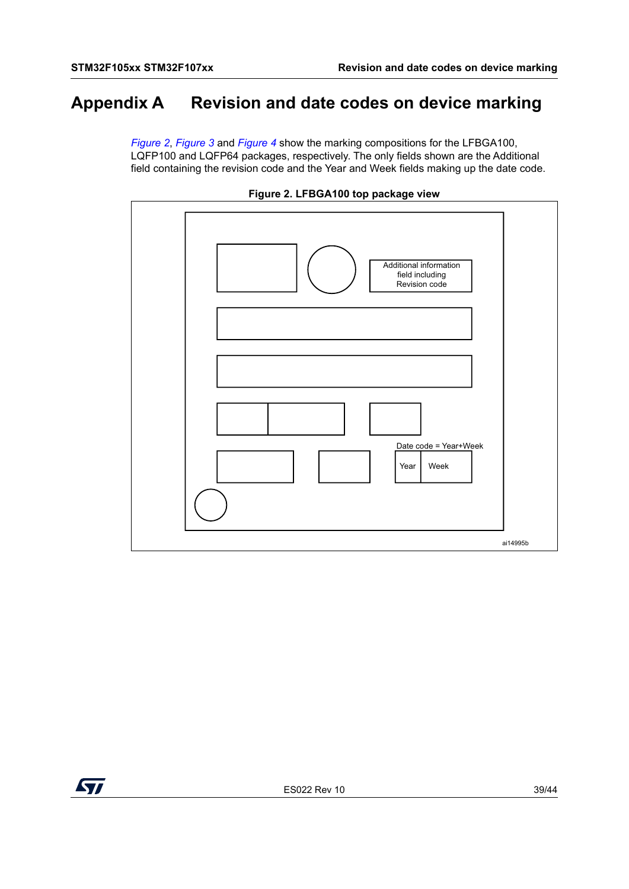# Appendix A Revision and date codes on device marking

*Figure 2*, *Figure 3* and *Figure 4* show the marking compositions for the LFBGA100, LQFP100 and LQFP64 packages, respectively. The only fields shown are the Additional field containing the revision code and the Year and Week fields making up the date code.

**Figure 2. LFBGA100 top package view**

Additional information field including Revision code

Date code = Year+Week

Year Week

ai14995b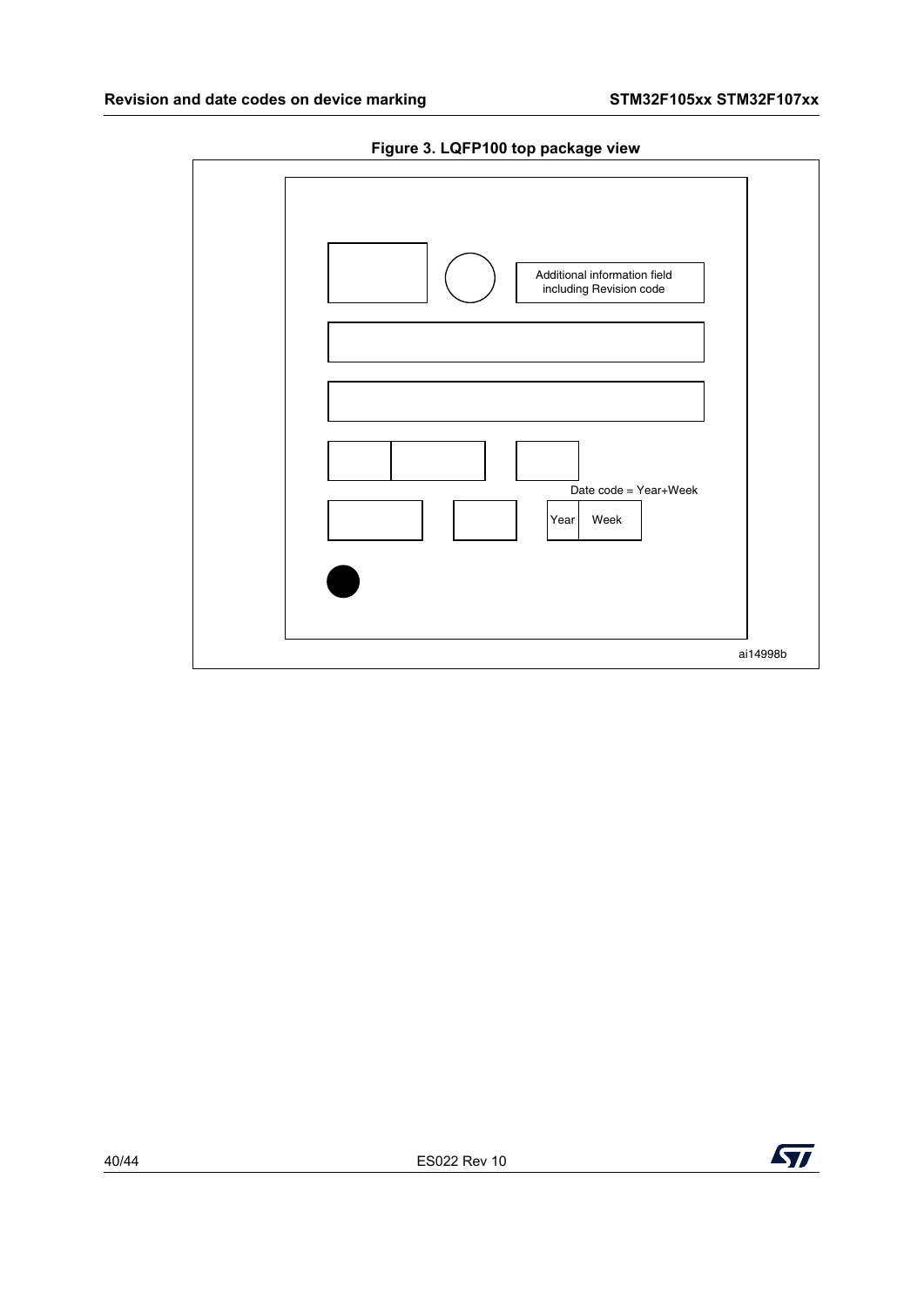**Figure 3. LQFP100 top package view**

Additional information field including Revision code

Date code = Year+Week

Year | Week

ai14998b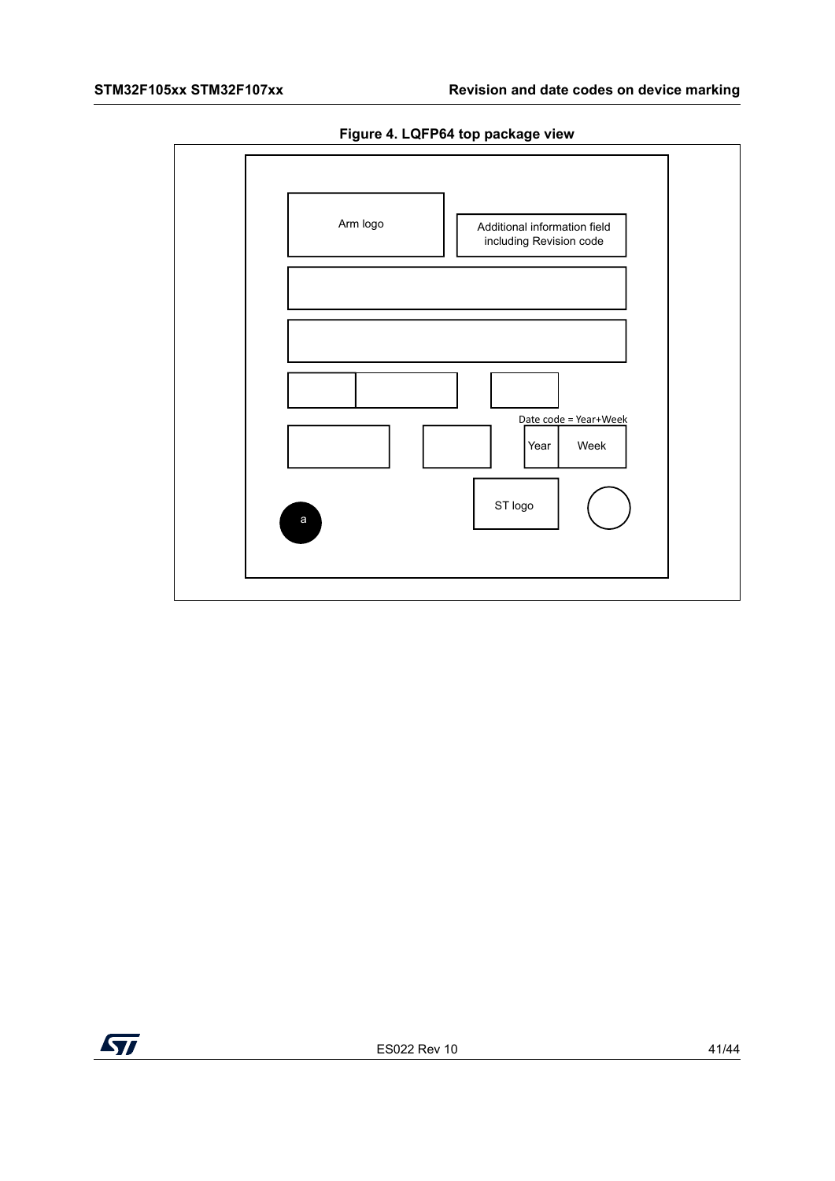Figure 4. LQFP64 top package view

Arm logo

Additional information field including Revision code

Date code = Year+Week

Year

Week

ST logo

a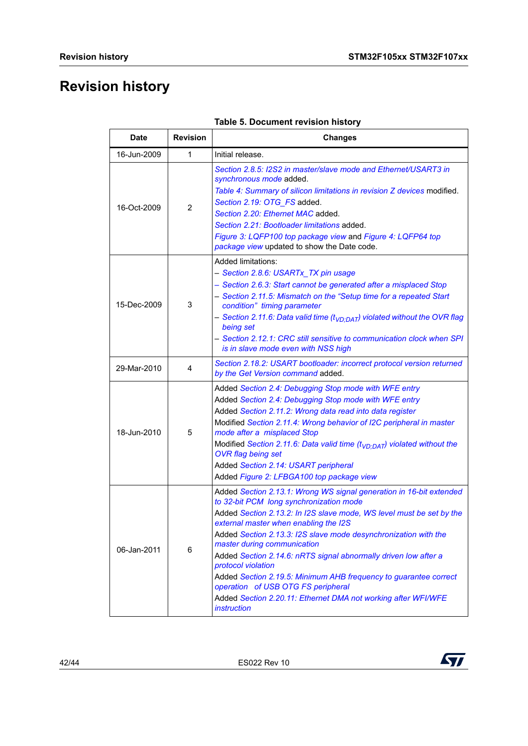# Revision history

**Table 5. Document revision history**

| Date | Revision | Changes |
|---|---|---|
| 16-Jun-2009 | 1 | Initial release. |
| 16-Oct-2009 | 2 | *Section 2.8.5: I2S2 in master/slave mode and Ethernet/USART3 in synchronous mode* added.<br>*Table 4: Summary of silicon limitations in revision Z devices* modified.<br>*Section 2.19: OTG_FS* added.<br>*Section 2.20: Ethernet MAC* added.<br>*Section 2.21: Bootloader limitations* added.<br>*Figure 3: LQFP100 top package view* and *Figure 4: LQFP64 top package view* updated to show the Date code. |
| 15-Dec-2009 | 3 | Added limitations:<br>– *Section 2.8.6: USARTx_TX pin usage*<br>– *Section 2.6.3: Start cannot be generated after a misplaced Stop*<br>– *Section 2.11.5: Mismatch on the “Setup time for a repeated Start condition” timing parameter*<br>– *Section 2.11.6: Data valid time ($t_{VD;DAT}$) violated without the OVR flag being set*<br>– *Section 2.12.1: CRC still sensitive to communication clock when SPI is in slave mode even with NSS high* |
| 29-Mar-2010 | 4 | *Section 2.18.2: USART bootloader: incorrect protocol version returned by the Get Version command* added. |
| 18-Jun-2010 | 5 | Added *Section 2.4: Debugging Stop mode with WFE entry*<br>Added *Section 2.4: Debugging Stop mode with WFE entry*<br>Added *Section 2.11.2: Wrong data read into data register*<br>Modified *Section 2.11.4: Wrong behavior of I2C peripheral in master mode after a misplaced Stop*<br>Modified *Section 2.11.6: Data valid time ($t_{VD;DAT}$) violated without the OVR flag being set*<br>Added *Section 2.14: USART peripheral*<br>Added *Figure 2: LFBGA100 top package view* |
| 06-Jan-2011 | 6 | Added *Section 2.13.1: Wrong WS signal generation in 16-bit extended to 32-bit PCM long synchronization mode*<br>Added *Section 2.13.2: In I2S slave mode, WS level must be set by the external master when enabling the I2S*<br>Added *Section 2.13.3: I2S slave mode desynchronization with the master during communication*<br>Added *Section 2.14.6: nRTS signal abnormally driven low after a protocol violation*<br>Added *Section 2.19.5: Minimum AHB frequency to guarantee correct operation of USB OTG FS peripheral*<br>Added *Section 2.20.11: Ethernet DMA not working after WFI/WFE instruction* |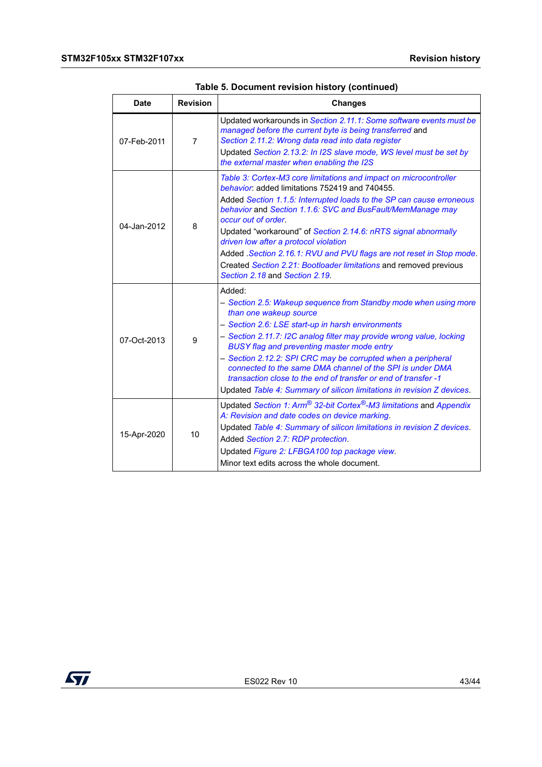Table 5. Document revision history (continued)

| Date | Revision | Changes |
|---|---|---|
| 07-Feb-2011 | 7 | Updated workarounds in *Section 2.11.1: Some software events must be managed before the current byte is being transferred* and *Section 2.11.2: Wrong data read into data register*<br>Updated *Section 2.13.2: In I2S slave mode, WS level must be set by the external master when enabling the I2S* |
| 04-Jan-2012 | 8 | *Table 3: Cortex-M3 core limitations and impact on microcontroller behavior*: added limitations 752419 and 740455.<br>Added *Section 1.1.5: Interrupted loads to the SP can cause erroneous behavior* and *Section 1.1.6: SVC and BusFault/MemManage may occur out of order*.<br>Updated “workaround” of *Section 2.14.6: nRTS signal abnormally driven low after a protocol violation*<br>Added .*Section 2.16.1: RVU and PVU flags are not reset in Stop mode*.<br>Created *Section 2.21: Bootloader limitations* and removed previous *Section 2.18* and *Section 2.19*. |
| 07-Oct-2013 | 9 | Added:<br>– *Section 2.5: Wakeup sequence from Standby mode when using more than one wakeup source*<br>– *Section 2.6: LSE start-up in harsh environments*<br>– *Section 2.11.7: I2C analog filter may provide wrong value, locking BUSY flag and preventing master mode entry*<br>– *Section 2.12.2: SPI CRC may be corrupted when a peripheral connected to the same DMA channel of the SPI is under DMA transaction close to the end of transfer or end of transfer -1*<br>Updated *Table 4: Summary of silicon limitations in revision Z devices*. |
| 15-Apr-2020 | 10 | Updated *Section 1: Arm® 32-bit Cortex®-M3 limitations* and *Appendix A: Revision and date codes on device marking*.<br>Updated *Table 4: Summary of silicon limitations in revision Z devices*.<br>Added *Section 2.7: RDP protection*.<br>Updated *Figure 2: LFBGA100 top package view*.<br>Minor text edits across the whole document. |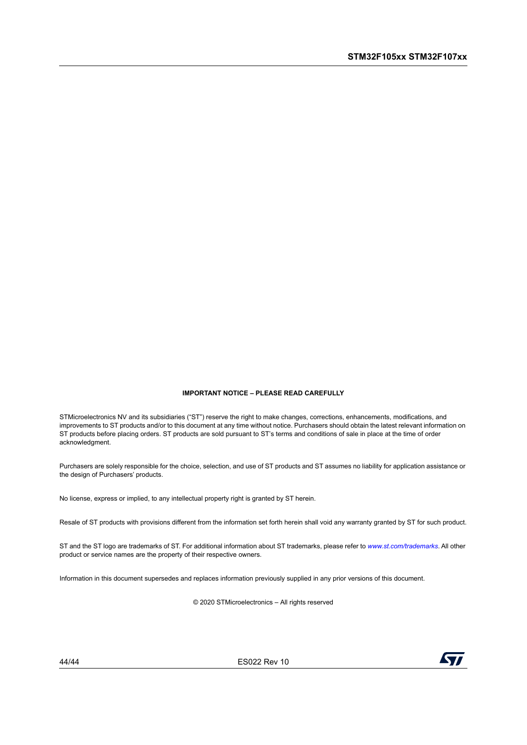**IMPORTANT NOTICE – PLEASE READ CAREFULLY**

STMicroelectronics NV and its subsidiaries ("ST") reserve the right to make changes, corrections, enhancements, modifications, and improvements to ST products and/or to this document at any time without notice. Purchasers should obtain the latest relevant information on ST products before placing orders. ST products are sold pursuant to ST's terms and conditions of sale in place at the time of order acknowledgment.

Purchasers are solely responsible for the choice, selection, and use of ST products and ST assumes no liability for application assistance or the design of Purchasers' products.

No license, express or implied, to any intellectual property right is granted by ST herein.

Resale of ST products with provisions different from the information set forth herein shall void any warranty granted by ST for such product.

ST and the ST logo are trademarks of ST. For additional information about ST trademarks, please refer to *www.st.com/trademarks*. All other product or service names are the property of their respective owners.

Information in this document supersedes and replaces information previously supplied in any prior versions of this document.

© 2020 STMicroelectronics – All rights reserved